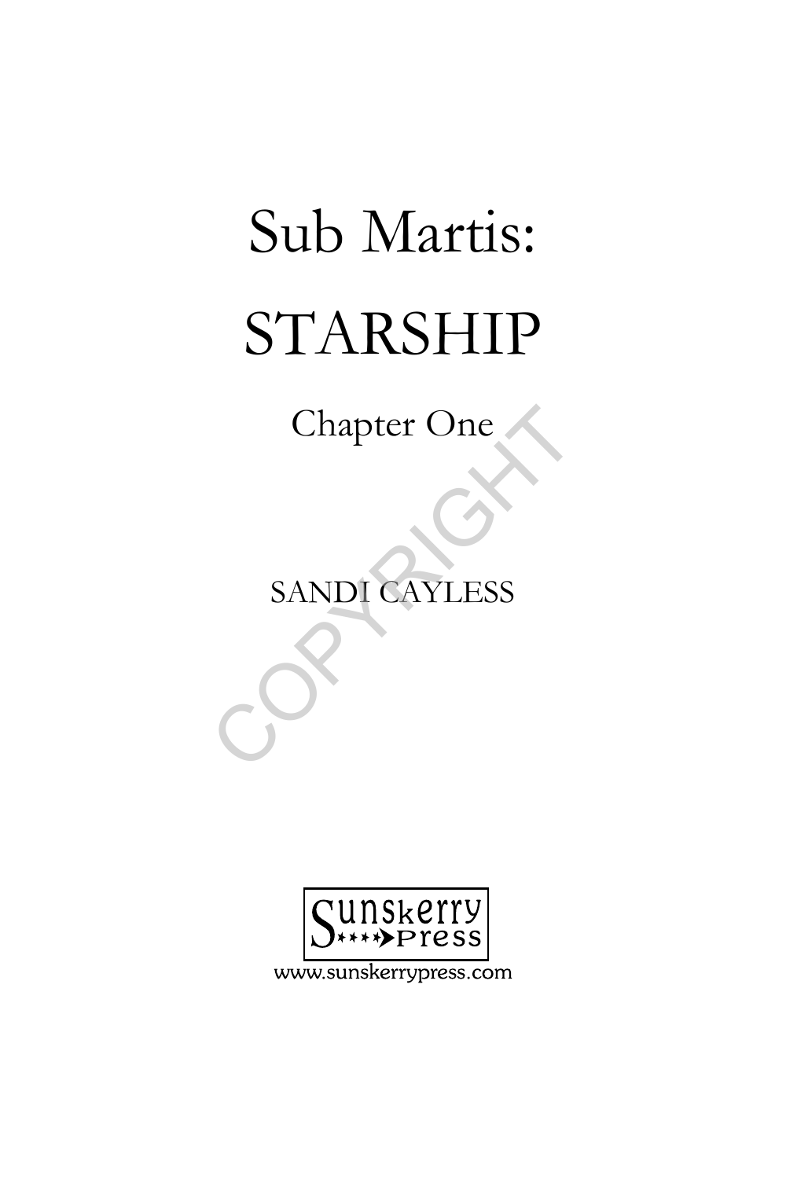# Sub Martis: STARSHIP

## Chapter One

SANDI CAYLESS

Sunskerry Press

www.sunskerrypress.com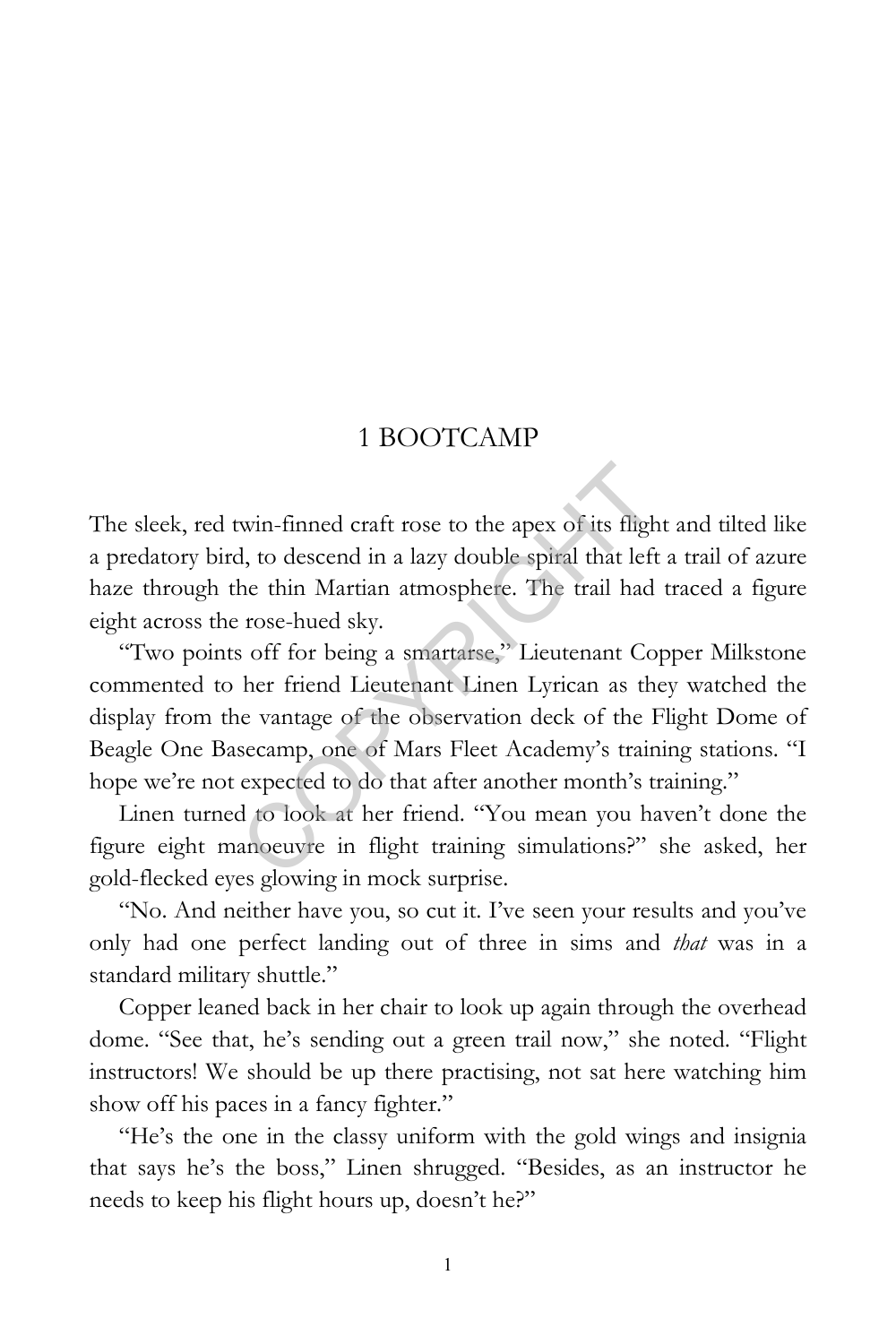# 1 BOOTCAMP

The sleek, red twin-finned craft rose to the apex of its flight and tilted like a predatory bird, to descend in a lazy double spiral that left a trail of azure haze through the thin Martian atmosphere. The trail had traced a figure eight across the rose-hued sky.

"Two points off for being a smartarse," Lieutenant Copper Milkstone commented to her friend Lieutenant Linen Lyrican as they watched the display from the vantage of the observation deck of the Flight Dome of Beagle One Basecamp, one of Mars Fleet Academy's training stations. "I hope we're not expected to do that after another month's training."

Linen turned to look at her friend. "You mean you haven't done the figure eight manoeuvre in flight training simulations?" she asked, her gold-flecked eyes glowing in mock surprise.

"No. And neither have you, so cut it. I've seen your results and you've only had one perfect landing out of three in sims and *that* was in a standard military shuttle."

Copper leaned back in her chair to look up again through the overhead dome. "See that, he's sending out a green trail now," she noted. "Flight instructors! We should be up there practising, not sat here watching him show off his paces in a fancy fighter."

"He's the one in the classy uniform with the gold wings and insignia that says he's the boss," Linen shrugged. "Besides, as an instructor he needs to keep his flight hours up, doesn't he?"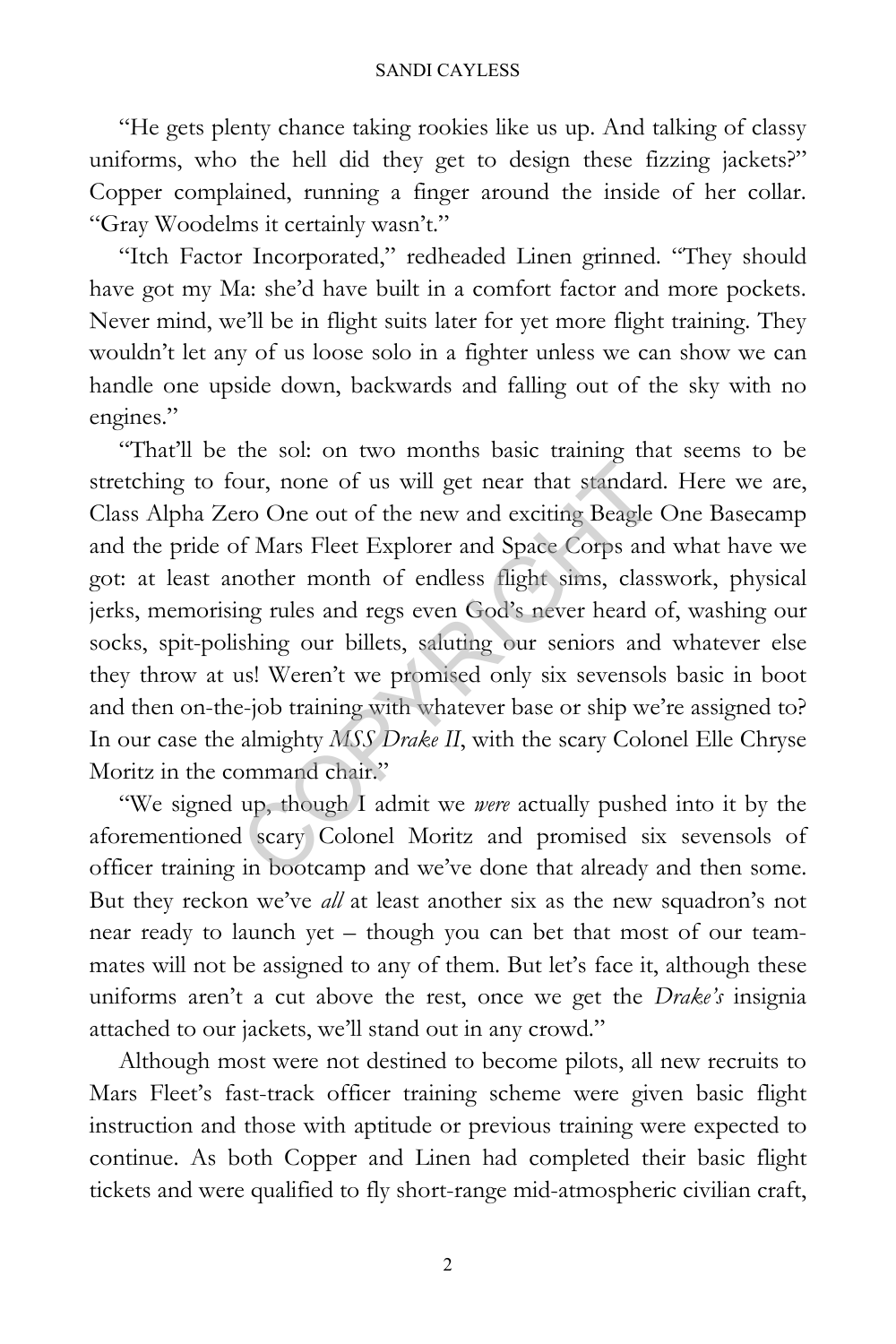"He gets plenty chance taking rookies like us up. And talking of classy uniforms, who the hell did they get to design these fizzing jackets?" Copper complained, running a finger around the inside of her collar. "Gray Woodelms it certainly wasn't."

"Itch Factor Incorporated," redheaded Linen grinned. "They should have got my Ma: she'd have built in a comfort factor and more pockets. Never mind, we'll be in flight suits later for yet more flight training. They wouldn't let any of us loose solo in a fighter unless we can show we can handle one upside down, backwards and falling out of the sky with no engines."

"That'll be the sol: on two months basic training that seems to be stretching to four, none of us will get near that standard. Here we are, Class Alpha Zero One out of the new and exciting Beagle One Basecamp and the pride of Mars Fleet Explorer and Space Corps and what have we got: at least another month of endless flight sims, classwork, physical jerks, memorising rules and regs even God's never heard of, washing our socks, spit-polishing our billets, saluting our seniors and whatever else they throw at us! Weren't we promised only six sevensols basic in boot and then on-the-job training with whatever base or ship we're assigned to? In our case the almighty *MSS Drake II*, with the scary Colonel Elle Chryse Moritz in the command chair."

"We signed up, though I admit we *were* actually pushed into it by the aforementioned scary Colonel Moritz and promised six sevensols of officer training in bootcamp and we've done that already and then some. But they reckon we've *all* at least another six as the new squadron's not near ready to launch yet – though you can bet that most of our team-mates will not be assigned to any of them. But let's face it, although these uniforms aren't a cut above the rest, once we get the *Drake's* insignia attached to our jackets, we'll stand out in any crowd."

Although most were not destined to become pilots, all new recruits to Mars Fleet's fast-track officer training scheme were given basic flight instruction and those with aptitude or previous training were expected to continue. As both Copper and Linen had completed their basic flight tickets and were qualified to fly short-range mid-atmospheric civilian craft,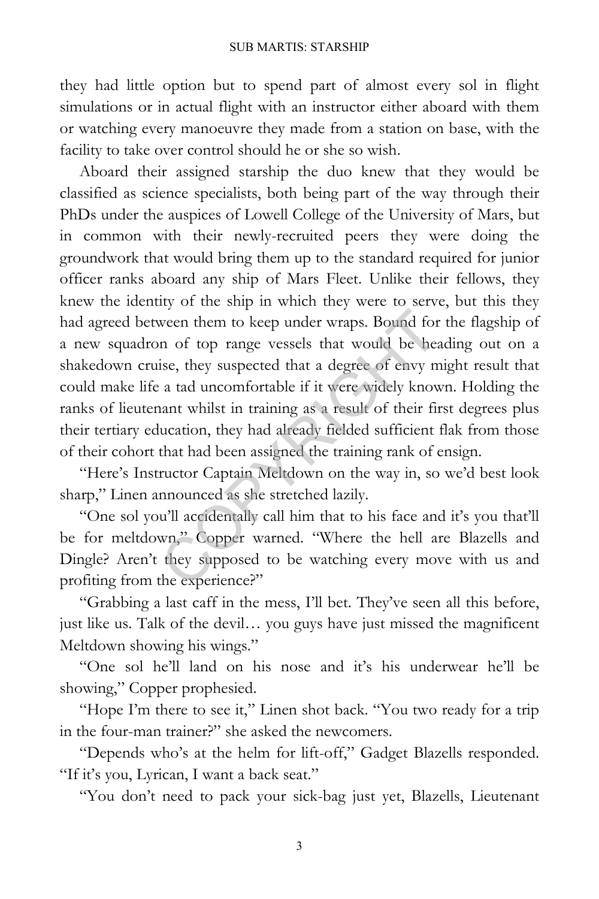they had little option but to spend part of almost every sol in flight simulations or in actual flight with an instructor either aboard with them or watching every manoeuvre they made from a station on base, with the facility to take over control should he or she so wish.

Aboard their assigned starship the duo knew that they would be classified as science specialists, both being part of the way through their PhDs under the auspices of Lowell College of the University of Mars, but in common with their newly-recruited peers they were doing the groundwork that would bring them up to the standard required for junior officer ranks aboard any ship of Mars Fleet. Unlike their fellows, they knew the identity of the ship in which they were to serve, but this they had agreed between them to keep under wraps. Bound for the flagship of a new squadron of top range vessels that would be heading out on a shakedown cruise, they suspected that a degree of envy might result that could make life a tad uncomfortable if it were widely known. Holding the ranks of lieutenant whilst in training as a result of their first degrees plus their tertiary education, they had already fielded sufficient flak from those of their cohort that had been assigned the training rank of ensign.

"Here's Instructor Captain Meltdown on the way in, so we'd best look sharp," Linen announced as she stretched lazily.

"One sol you'll accidentally call him that to his face and it's you that'll be for meltdown," Copper warned. "Where the hell are Blazells and Dingle? Aren't they supposed to be watching every move with us and profiting from the experience?"

"Grabbing a last caff in the mess, I'll bet. They've seen all this before, just like us. Talk of the devil… you guys have just missed the magnificent Meltdown showing his wings."

"One sol he'll land on his nose and it's his underwear he'll be showing," Copper prophesied.

"Hope I'm there to see it," Linen shot back. "You two ready for a trip in the four-man trainer?" she asked the newcomers.

"Depends who's at the helm for lift-off," Gadget Blazells responded. "If it's you, Lyrican, I want a back seat."

"You don't need to pack your sick-bag just yet, Blazells, Lieutenant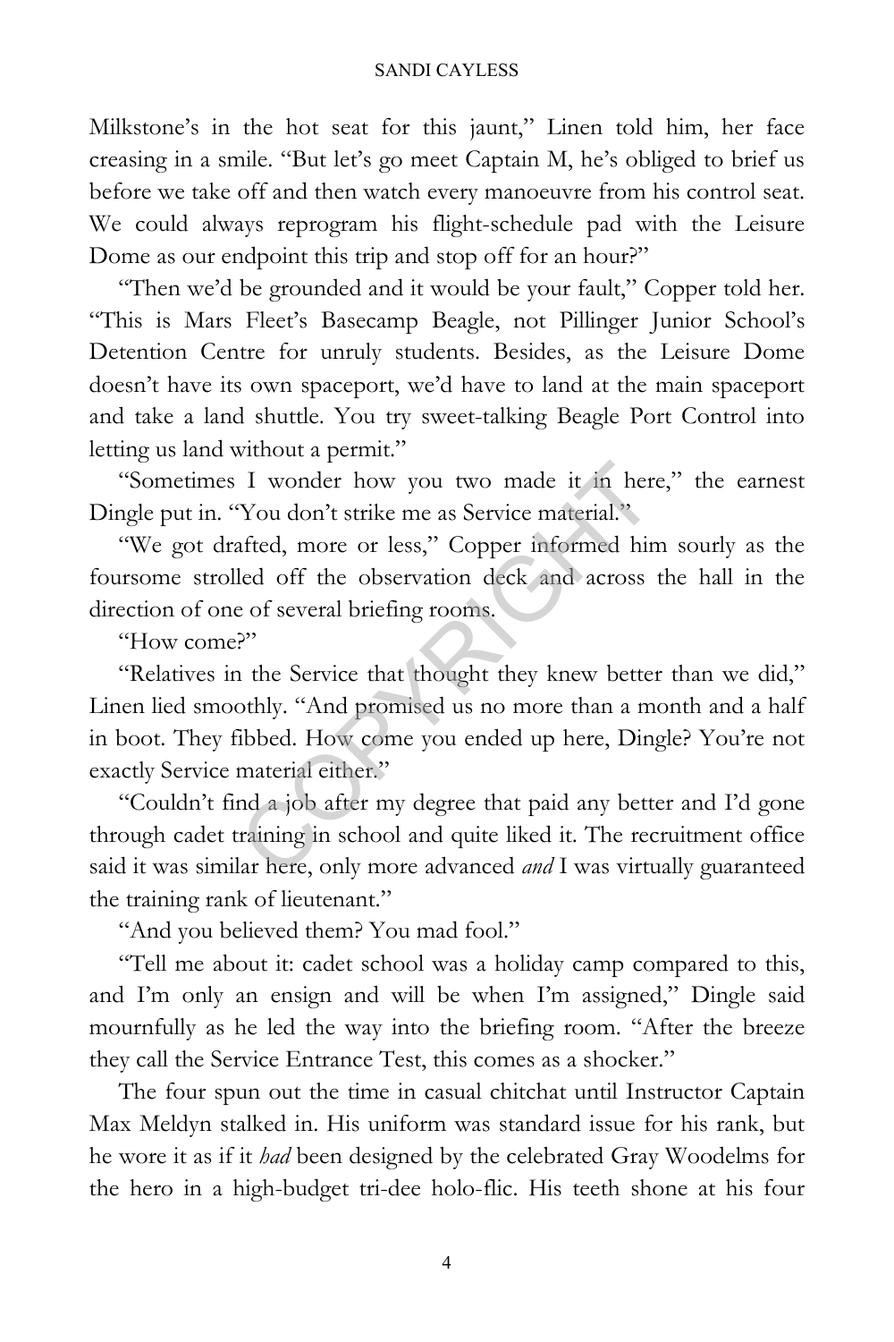Milkstone's in the hot seat for this jaunt," Linen told him, her face creasing in a smile. "But let's go meet Captain M, he's obliged to brief us before we take off and then watch every manoeuvre from his control seat. We could always reprogram his flight-schedule pad with the Leisure Dome as our endpoint this trip and stop off for an hour?"

"Then we'd be grounded and it would be your fault," Copper told her. "This is Mars Fleet's Basecamp Beagle, not Pillinger Junior School's Detention Centre for unruly students. Besides, as the Leisure Dome doesn't have its own spaceport, we'd have to land at the main spaceport and take a land shuttle. You try sweet-talking Beagle Port Control into letting us land without a permit."

"Sometimes I wonder how you two made it in here," the earnest Dingle put in. "You don't strike me as Service material."

"We got drafted, more or less," Copper informed him sourly as the foursome strolled off the observation deck and across the hall in the direction of one of several briefing rooms.

"How come?"

"Relatives in the Service that thought they knew better than we did," Linen lied smoothly. "And promised us no more than a month and a half in boot. They fibbed. How come you ended up here, Dingle? You're not exactly Service material either."

"Couldn't find a job after my degree that paid any better and I'd gone through cadet training in school and quite liked it. The recruitment office said it was similar here, only more advanced *and* I was virtually guaranteed the training rank of lieutenant."

"And you believed them? You mad fool."

"Tell me about it: cadet school was a holiday camp compared to this, and I'm only an ensign and will be when I'm assigned," Dingle said mournfully as he led the way into the briefing room. "After the breeze they call the Service Entrance Test, this comes as a shocker."

The four spun out the time in casual chitchat until Instructor Captain Max Meldyn stalked in. His uniform was standard issue for his rank, but he wore it as if it *had* been designed by the celebrated Gray Woodelms for the hero in a high-budget tri-dee holo-flic. His teeth shone at his four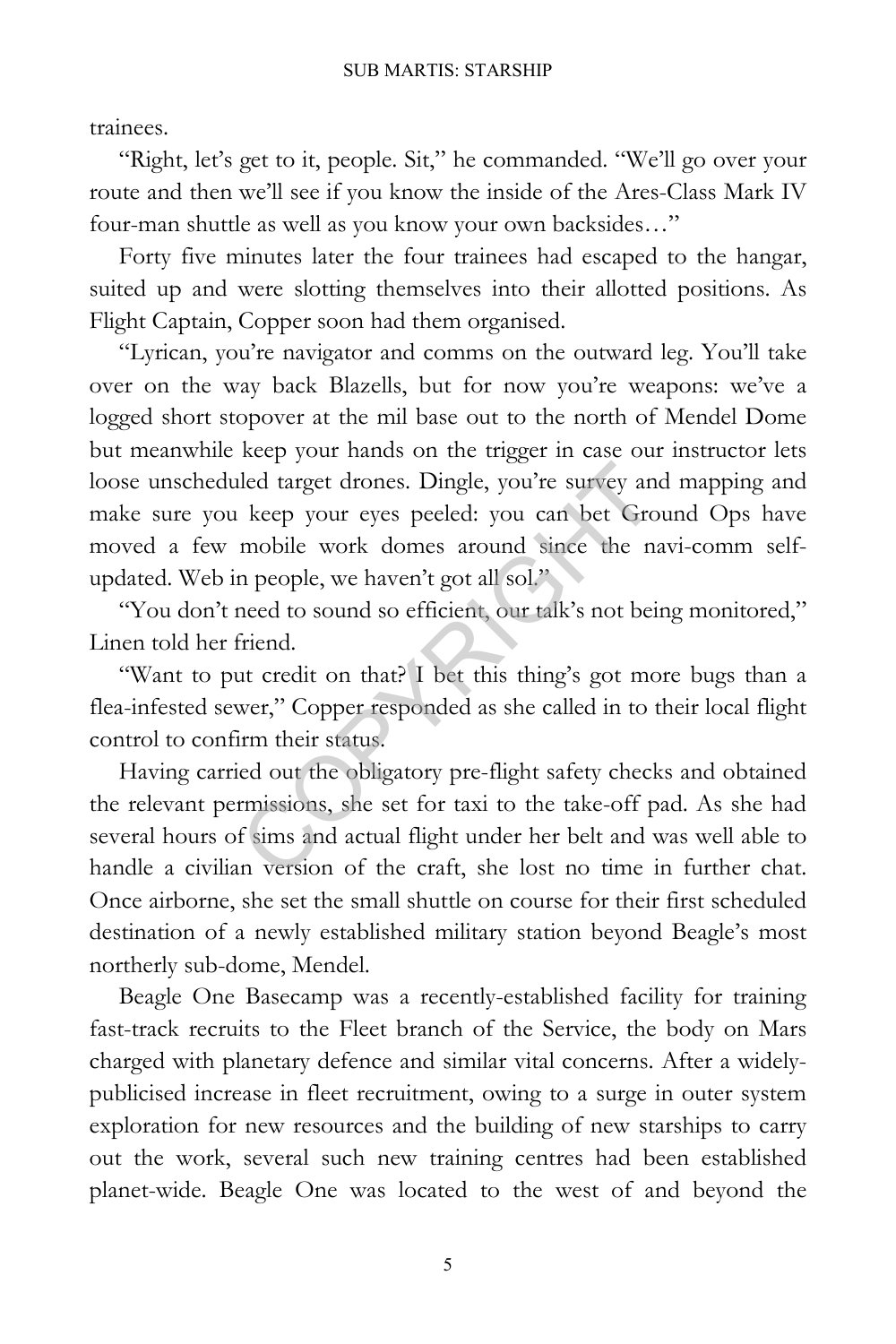trainees.

"Right, let's get to it, people. Sit," he commanded. "We'll go over your route and then we'll see if you know the inside of the Ares-Class Mark IV four-man shuttle as well as you know your own backsides…"

Forty five minutes later the four trainees had escaped to the hangar, suited up and were slotting themselves into their allotted positions. As Flight Captain, Copper soon had them organised.

"Lyrican, you're navigator and comms on the outward leg. You'll take over on the way back Blazells, but for now you're weapons: we've a logged short stopover at the mil base out to the north of Mendel Dome but meanwhile keep your hands on the trigger in case our instructor lets loose unscheduled target drones. Dingle, you're survey and mapping and make sure you keep your eyes peeled: you can bet Ground Ops have moved a few mobile work domes around since the navi-comm self-updated. Web in people, we haven't got all sol."

"You don't need to sound so efficient, our talk's not being monitored," Linen told her friend.

"Want to put credit on that? I bet this thing's got more bugs than a flea-infested sewer," Copper responded as she called in to their local flight control to confirm their status.

Having carried out the obligatory pre-flight safety checks and obtained the relevant permissions, she set for taxi to the take-off pad. As she had several hours of sims and actual flight under her belt and was well able to handle a civilian version of the craft, she lost no time in further chat. Once airborne, she set the small shuttle on course for their first scheduled destination of a newly established military station beyond Beagle's most northerly sub-dome, Mendel.

Beagle One Basecamp was a recently-established facility for training fast-track recruits to the Fleet branch of the Service, the body on Mars charged with planetary defence and similar vital concerns. After a widely-publicised increase in fleet recruitment, owing to a surge in outer system exploration for new resources and the building of new starships to carry out the work, several such new training centres had been established planet-wide. Beagle One was located to the west of and beyond the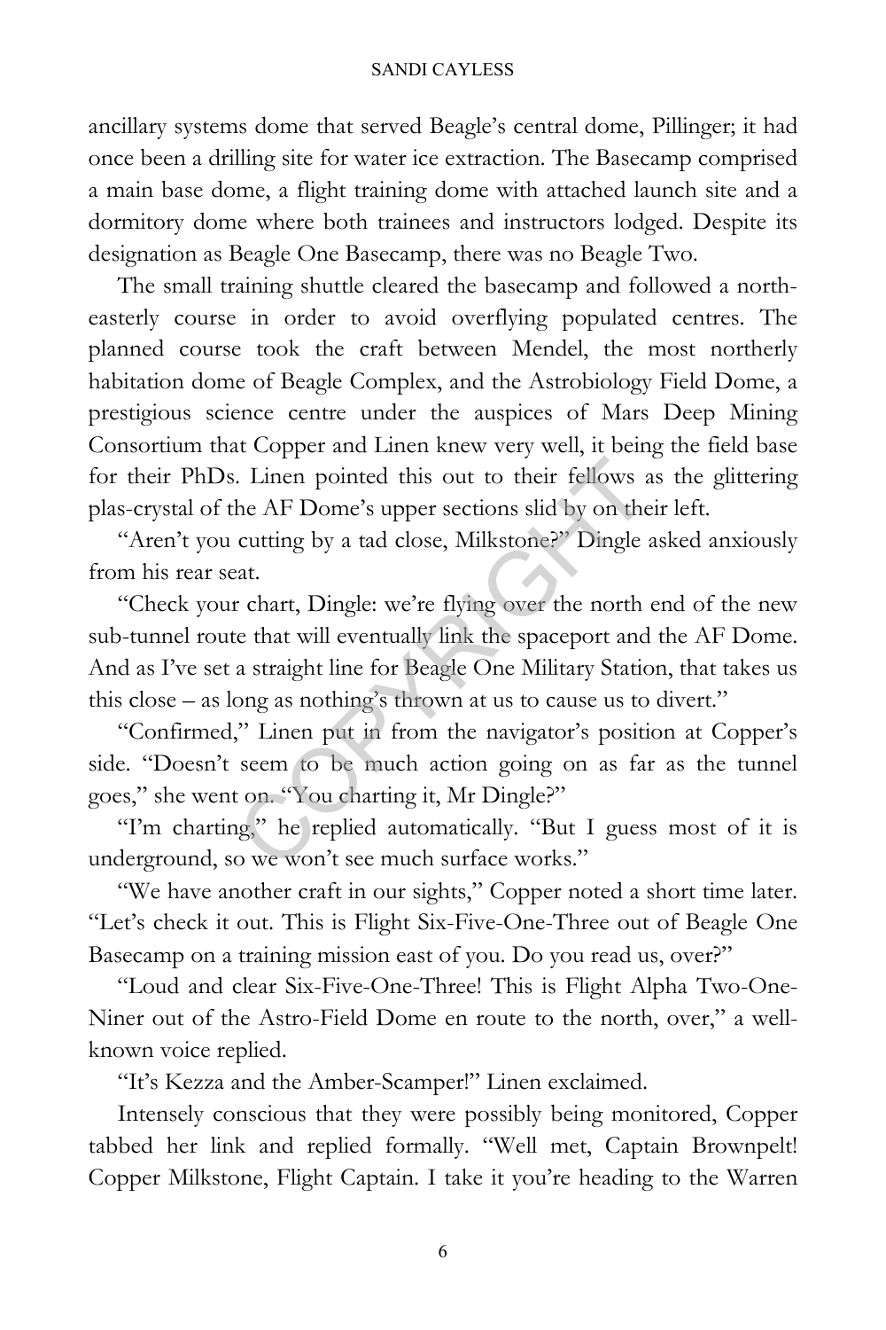ancillary systems dome that served Beagle's central dome, Pillinger; it had once been a drilling site for water ice extraction. The Basecamp comprised a main base dome, a flight training dome with attached launch site and a dormitory dome where both trainees and instructors lodged. Despite its designation as Beagle One Basecamp, there was no Beagle Two.

The small training shuttle cleared the basecamp and followed a north-easterly course in order to avoid overflying populated centres. The planned course took the craft between Mendel, the most northerly habitation dome of Beagle Complex, and the Astrobiology Field Dome, a prestigious science centre under the auspices of Mars Deep Mining Consortium that Copper and Linen knew very well, it being the field base for their PhDs. Linen pointed this out to their fellows as the glittering plas-crystal of the AF Dome's upper sections slid by on their left.

"Aren't you cutting by a tad close, Milkstone?" Dingle asked anxiously from his rear seat.

"Check your chart, Dingle: we're flying over the north end of the new sub-tunnel route that will eventually link the spaceport and the AF Dome. And as I've set a straight line for Beagle One Military Station, that takes us this close – as long as nothing's thrown at us to cause us to divert."

"Confirmed," Linen put in from the navigator's position at Copper's side. "Doesn't seem to be much action going on as far as the tunnel goes," she went on. "You charting it, Mr Dingle?"

"I'm charting," he replied automatically. "But I guess most of it is underground, so we won't see much surface works."

"We have another craft in our sights," Copper noted a short time later. "Let's check it out. This is Flight Six-Five-One-Three out of Beagle One Basecamp on a training mission east of you. Do you read us, over?"

"Loud and clear Six-Five-One-Three! This is Flight Alpha Two-One-Niner out of the Astro-Field Dome en route to the north, over," a well-known voice replied.

"It's Kezza and the Amber-Scamper!" Linen exclaimed.

Intensely conscious that they were possibly being monitored, Copper tabbed her link and replied formally. "Well met, Captain Brownpelt! Copper Milkstone, Flight Captain. I take it you're heading to the Warren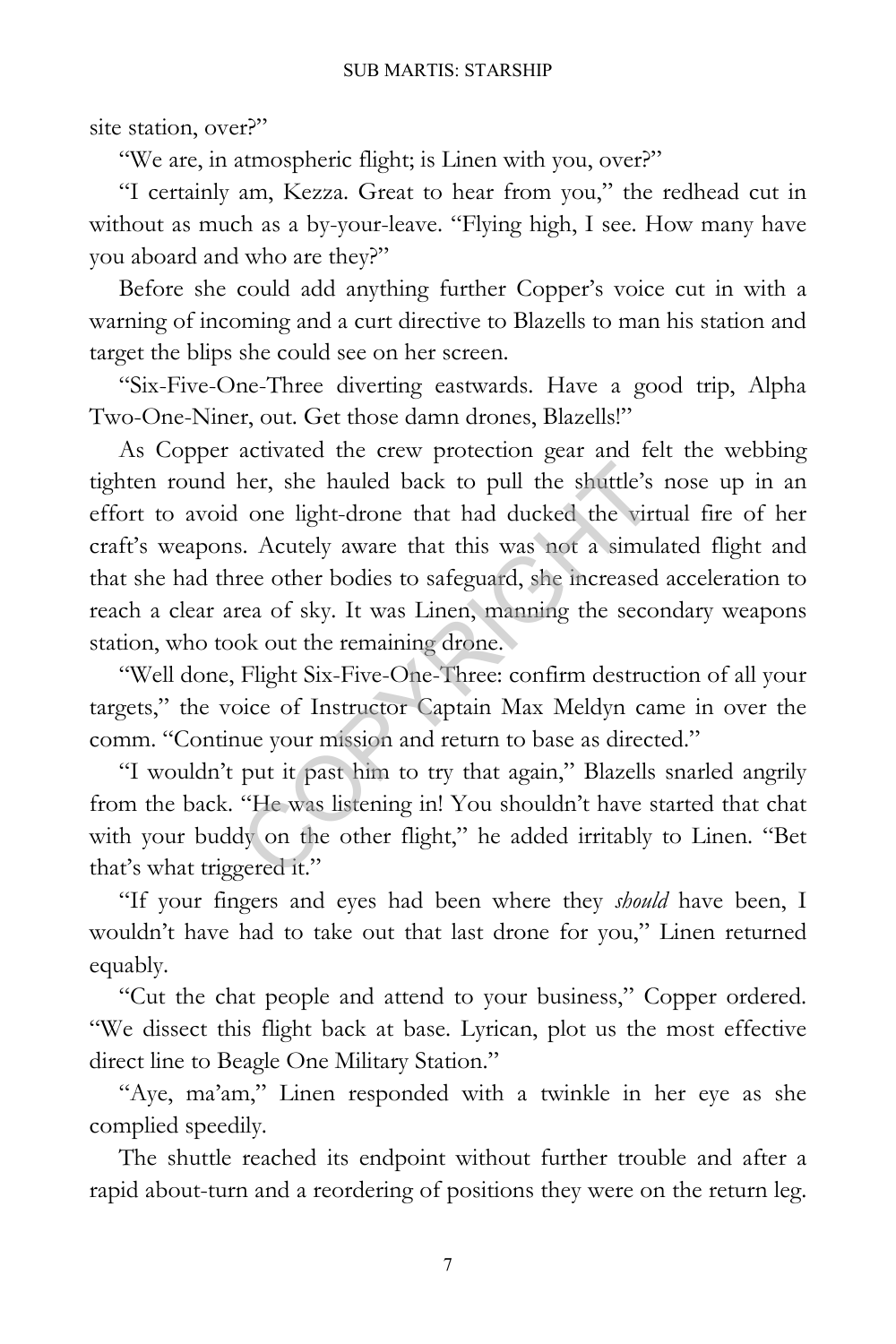site station, over?"

"We are, in atmospheric flight; is Linen with you, over?"

"I certainly am, Kezza. Great to hear from you," the redhead cut in without as much as a by-your-leave. "Flying high, I see. How many have you aboard and who are they?"

Before she could add anything further Copper's voice cut in with a warning of incoming and a curt directive to Blazells to man his station and target the blips she could see on her screen.

"Six-Five-One-Three diverting eastwards. Have a good trip, Alpha Two-One-Niner, out. Get those damn drones, Blazells!"

As Copper activated the crew protection gear and felt the webbing tighten round her, she hauled back to pull the shuttle's nose up in an effort to avoid one light-drone that had ducked the virtual fire of her craft's weapons. Acutely aware that this was not a simulated flight and that she had three other bodies to safeguard, she increased acceleration to reach a clear area of sky. It was Linen, manning the secondary weapons station, who took out the remaining drone.

"Well done, Flight Six-Five-One-Three: confirm destruction of all your targets," the voice of Instructor Captain Max Meldyn came in over the comm. "Continue your mission and return to base as directed."

"I wouldn't put it past him to try that again," Blazells snarled angrily from the back. "He was listening in! You shouldn't have started that chat with your buddy on the other flight," he added irritably to Linen. "Bet that's what triggered it."

"If your fingers and eyes had been where they *should* have been, I wouldn't have had to take out that last drone for you," Linen returned equably.

"Cut the chat people and attend to your business," Copper ordered. "We dissect this flight back at base. Lyrican, plot us the most effective direct line to Beagle One Military Station."

"Aye, ma'am," Linen responded with a twinkle in her eye as she complied speedily.

The shuttle reached its endpoint without further trouble and after a rapid about-turn and a reordering of positions they were on the return leg.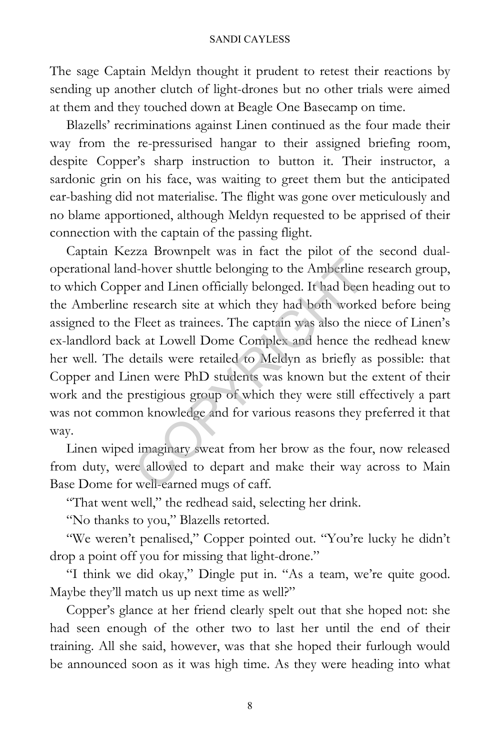The sage Captain Meldyn thought it prudent to retest their reactions by sending up another clutch of light-drones but no other trials were aimed at them and they touched down at Beagle One Basecamp on time.

Blazells' recriminations against Linen continued as the four made their way from the re-pressurised hangar to their assigned briefing room, despite Copper's sharp instruction to button it. Their instructor, a sardonic grin on his face, was waiting to greet them but the anticipated ear-bashing did not materialise. The flight was gone over meticulously and no blame apportioned, although Meldyn requested to be apprised of their connection with the captain of the passing flight.

Captain Kezza Brownpelt was in fact the pilot of the second dual-operational land-hover shuttle belonging to the Amberline research group, to which Copper and Linen officially belonged. It had been heading out to the Amberline research site at which they had both worked before being assigned to the Fleet as trainees. The captain was also the niece of Linen's ex-landlord back at Lowell Dome Complex and hence the redhead knew her well. The details were retailed to Meldyn as briefly as possible: that Copper and Linen were PhD students was known but the extent of their work and the prestigious group of which they were still effectively a part was not common knowledge and for various reasons they preferred it that way.

Linen wiped imaginary sweat from her brow as the four, now released from duty, were allowed to depart and make their way across to Main Base Dome for well-earned mugs of caff.

"That went well," the redhead said, selecting her drink.

"No thanks to you," Blazells retorted.

"We weren't penalised," Copper pointed out. "You're lucky he didn't drop a point off you for missing that light-drone."

"I think we did okay," Dingle put in. "As a team, we're quite good. Maybe they'll match us up next time as well?"

Copper's glance at her friend clearly spelt out that she hoped not: she had seen enough of the other two to last her until the end of their training. All she said, however, was that she hoped their furlough would be announced soon as it was high time. As they were heading into what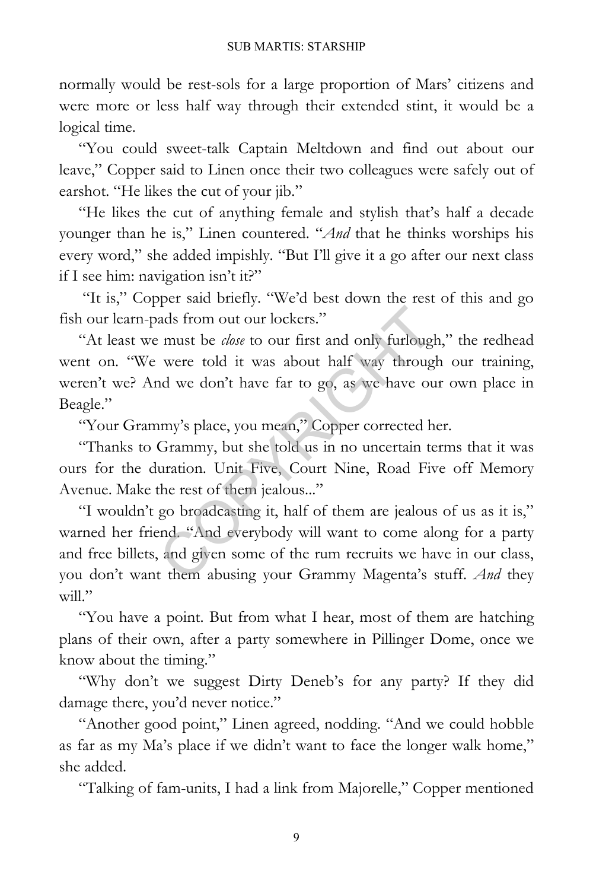normally would be rest-sols for a large proportion of Mars' citizens and were more or less half way through their extended stint, it would be a logical time.

"You could sweet-talk Captain Meltdown and find out about our leave," Copper said to Linen once their two colleagues were safely out of earshot. "He likes the cut of your jib."

"He likes the cut of anything female and stylish that's half a decade younger than he is," Linen countered. "*And* that he thinks worships his every word," she added impishly. "But I'll give it a go after our next class if I see him: navigation isn't it?"

"It is," Copper said briefly. "We'd best down the rest of this and go fish our learn-pads from out our lockers."

"At least we must be *close* to our first and only furlough," the redhead went on. "We were told it was about half way through our training, weren't we? And we don't have far to go, as we have our own place in Beagle."

"Your Grammy's place, you mean," Copper corrected her.

"Thanks to Grammy, but she told us in no uncertain terms that it was ours for the duration. Unit Five, Court Nine, Road Five off Memory Avenue. Make the rest of them jealous..."

"I wouldn't go broadcasting it, half of them are jealous of us as it is," warned her friend. "And everybody will want to come along for a party and free billets, and given some of the rum recruits we have in our class, you don't want them abusing your Grammy Magenta's stuff. *And* they will."

"You have a point. But from what I hear, most of them are hatching plans of their own, after a party somewhere in Pillinger Dome, once we know about the timing."

"Why don't we suggest Dirty Deneb's for any party? If they did damage there, you'd never notice."

"Another good point," Linen agreed, nodding. "And we could hobble as far as my Ma's place if we didn't want to face the longer walk home," she added.

"Talking of fam-units, I had a link from Majorelle," Copper mentioned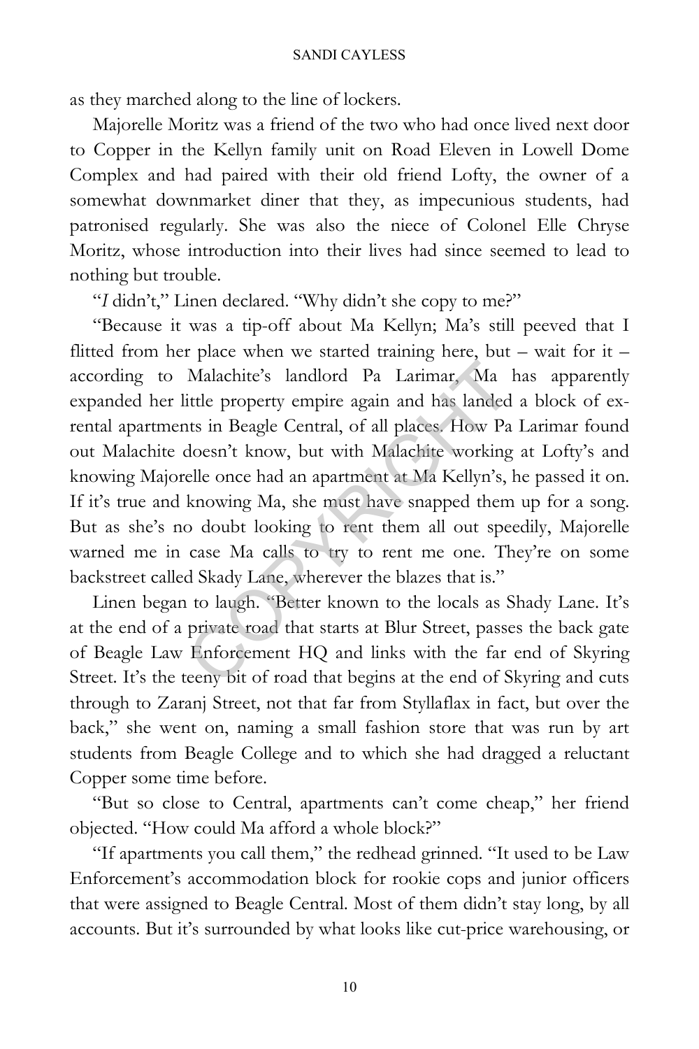as they marched along to the line of lockers.

Majorelle Moritz was a friend of the two who had once lived next door to Copper in the Kellyn family unit on Road Eleven in Lowell Dome Complex and had paired with their old friend Lofty, the owner of a somewhat downmarket diner that they, as impecunious students, had patronised regularly. She was also the niece of Colonel Elle Chryse Moritz, whose introduction into their lives had since seemed to lead to nothing but trouble.

"*I* didn't," Linen declared. "Why didn't she copy to me?"

"Because it was a tip-off about Ma Kellyn; Ma's still peeved that I flitted from her place when we started training here, but – wait for it – according to Malachite's landlord Pa Larimar, Ma has apparently expanded her little property empire again and has landed a block of ex-rental apartments in Beagle Central, of all places. How Pa Larimar found out Malachite doesn't know, but with Malachite working at Lofty's and knowing Majorelle once had an apartment at Ma Kellyn's, he passed it on. If it's true and knowing Ma, she must have snapped them up for a song. But as she's no doubt looking to rent them all out speedily, Majorelle warned me in case Ma calls to try to rent me one. They're on some backstreet called Skady Lane, wherever the blazes that is."

Linen began to laugh. "Better known to the locals as Shady Lane. It's at the end of a private road that starts at Blur Street, passes the back gate of Beagle Law Enforcement HQ and links with the far end of Skyring Street. It's the teeny bit of road that begins at the end of Skyring and cuts through to Zaranj Street, not that far from Styllaflax in fact, but over the back," she went on, naming a small fashion store that was run by art students from Beagle College and to which she had dragged a reluctant Copper some time before.

"But so close to Central, apartments can't come cheap," her friend objected. "How could Ma afford a whole block?"

"If apartments you call them," the redhead grinned. "It used to be Law Enforcement's accommodation block for rookie cops and junior officers that were assigned to Beagle Central. Most of them didn't stay long, by all accounts. But it's surrounded by what looks like cut-price warehousing, or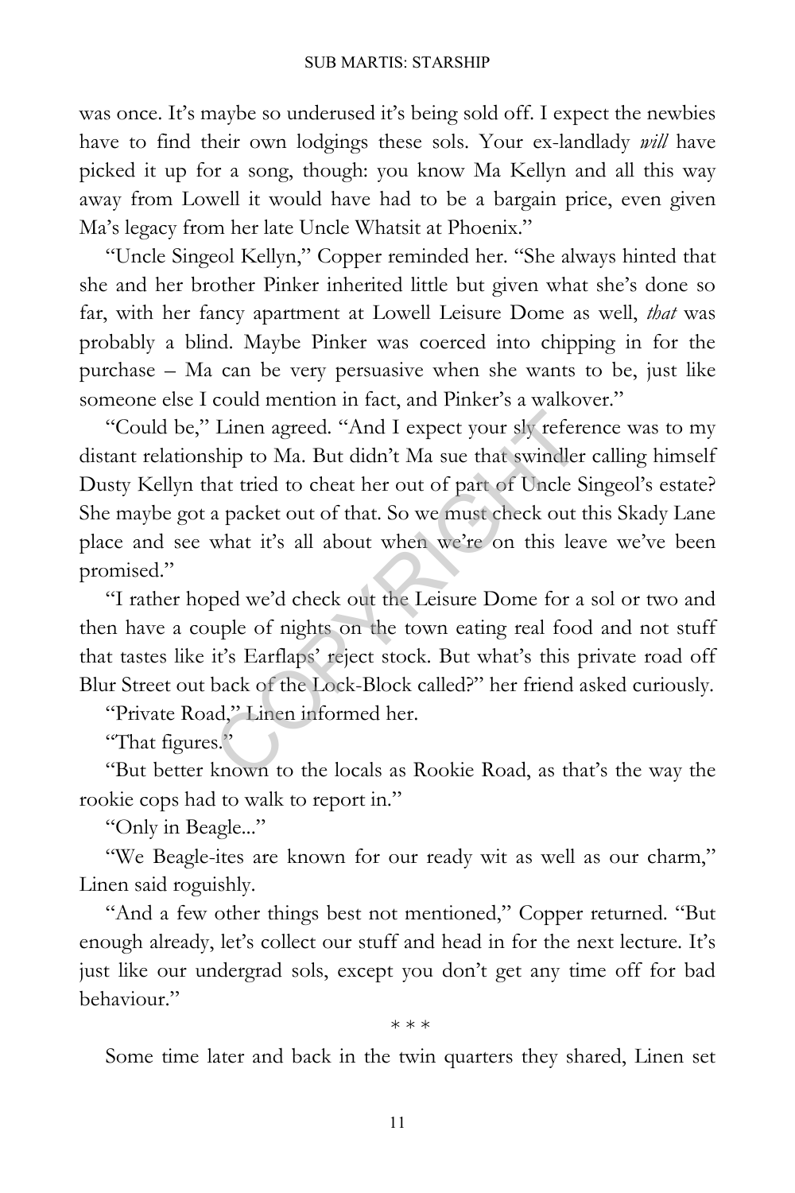was once. It's maybe so underused it's being sold off. I expect the newbies have to find their own lodgings these sols. Your ex-landlady *will* have picked it up for a song, though: you know Ma Kellyn and all this way away from Lowell it would have had to be a bargain price, even given Ma's legacy from her late Uncle Whatsit at Phoenix."

"Uncle Singeol Kellyn," Copper reminded her. "She always hinted that she and her brother Pinker inherited little but given what she's done so far, with her fancy apartment at Lowell Leisure Dome as well, *that* was probably a blind. Maybe Pinker was coerced into chipping in for the purchase – Ma can be very persuasive when she wants to be, just like someone else I could mention in fact, and Pinker's a walkover."

"Could be," Linen agreed. "And I expect your sly reference was to my distant relationship to Ma. But didn't Ma sue that swindler calling himself Dusty Kellyn that tried to cheat her out of part of Uncle Singeol's estate? She maybe got a packet out of that. So we must check out this Skady Lane place and see what it's all about when we're on this leave we've been promised."

"I rather hoped we'd check out the Leisure Dome for a sol or two and then have a couple of nights on the town eating real food and not stuff that tastes like it's Earflaps' reject stock. But what's this private road off Blur Street out back of the Lock-Block called?" her friend asked curiously.

"Private Road," Linen informed her.

"That figures."

"But better known to the locals as Rookie Road, as that's the way the rookie cops had to walk to report in."

"Only in Beagle..."

"We Beagle-ites are known for our ready wit as well as our charm," Linen said roguishly.

"And a few other things best not mentioned," Copper returned. "But enough already, let's collect our stuff and head in for the next lecture. It's just like our undergrad sols, except you don't get any time off for bad behaviour."

\* \* \*

Some time later and back in the twin quarters they shared, Linen set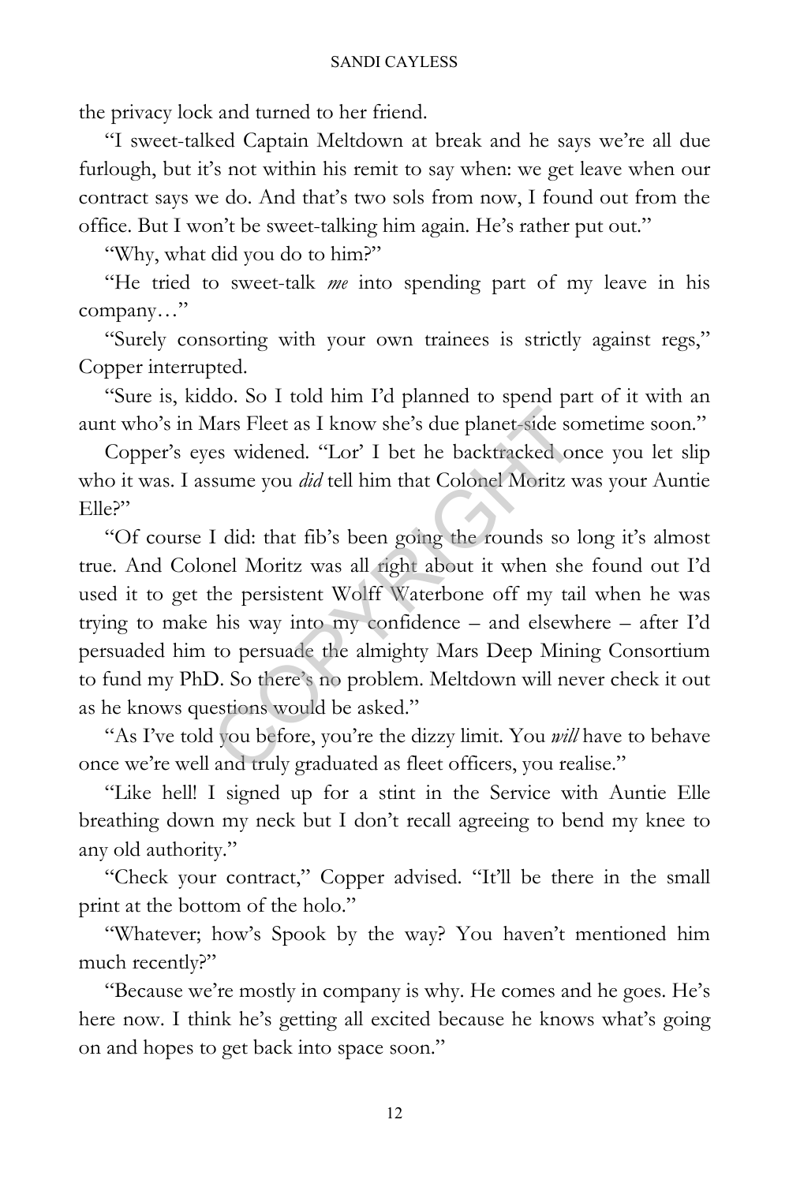the privacy lock and turned to her friend.

"I sweet-talked Captain Meltdown at break and he says we're all due furlough, but it's not within his remit to say when: we get leave when our contract says we do. And that's two sols from now, I found out from the office. But I won't be sweet-talking him again. He's rather put out."

"Why, what did you do to him?"

"He tried to sweet-talk *me* into spending part of my leave in his company…"

"Surely consorting with your own trainees is strictly against regs," Copper interrupted.

"Sure is, kiddo. So I told him I'd planned to spend part of it with an aunt who's in Mars Fleet as I know she's due planet-side sometime soon."

Copper's eyes widened. "Lor' I bet he backtracked once you let slip who it was. I assume you *did* tell him that Colonel Moritz was your Auntie Elle?"

"Of course I did: that fib's been going the rounds so long it's almost true. And Colonel Moritz was all right about it when she found out I'd used it to get the persistent Wolff Waterbone off my tail when he was trying to make his way into my confidence – and elsewhere – after I'd persuaded him to persuade the almighty Mars Deep Mining Consortium to fund my PhD. So there's no problem. Meltdown will never check it out as he knows questions would be asked."

"As I've told you before, you're the dizzy limit. You *will* have to behave once we're well and truly graduated as fleet officers, you realise."

"Like hell! I signed up for a stint in the Service with Auntie Elle breathing down my neck but I don't recall agreeing to bend my knee to any old authority."

"Check your contract," Copper advised. "It'll be there in the small print at the bottom of the holo."

"Whatever; how's Spook by the way? You haven't mentioned him much recently?"

"Because we're mostly in company is why. He comes and he goes. He's here now. I think he's getting all excited because he knows what's going on and hopes to get back into space soon."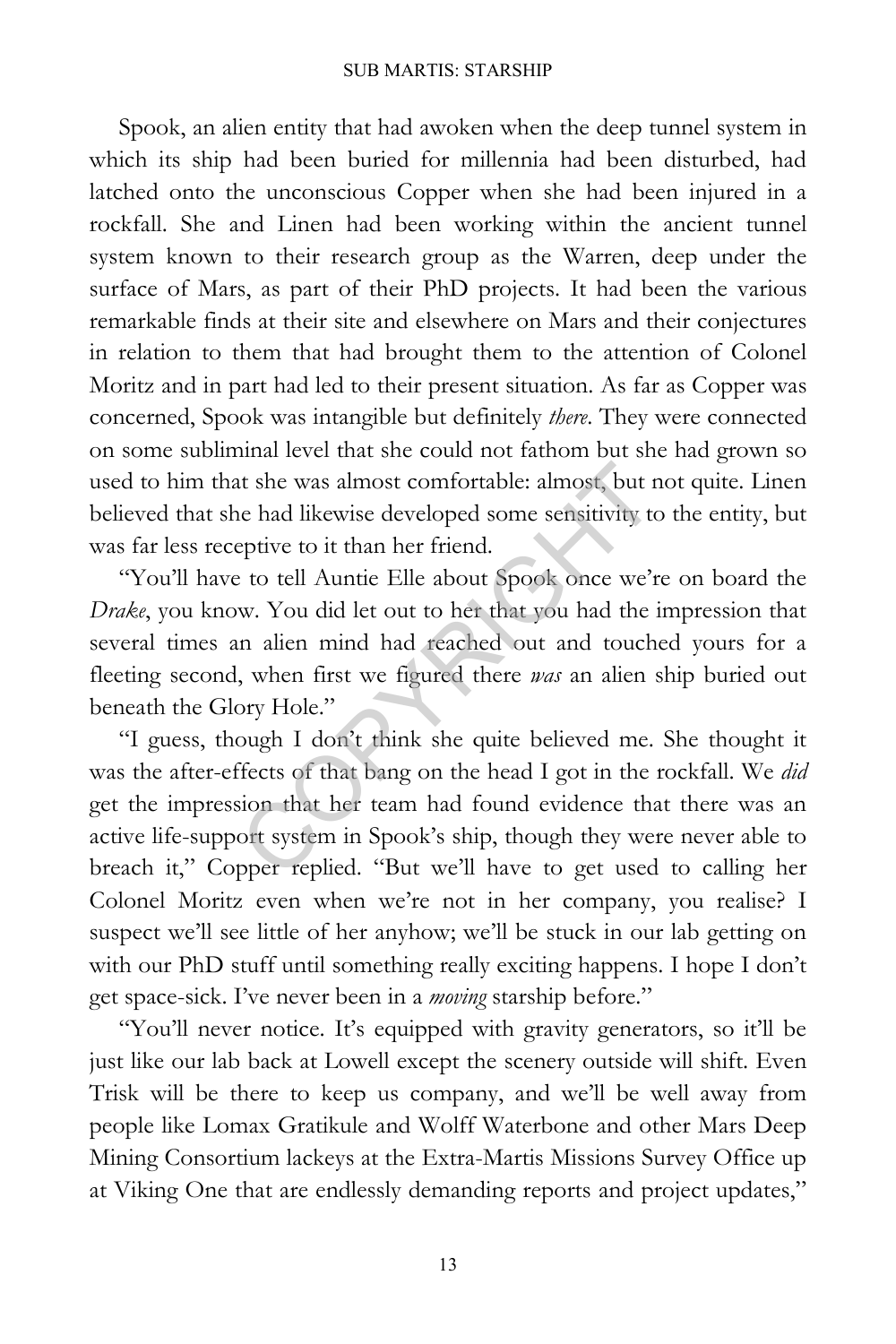Spook, an alien entity that had awoken when the deep tunnel system in which its ship had been buried for millennia had been disturbed, had latched onto the unconscious Copper when she had been injured in a rockfall. She and Linen had been working within the ancient tunnel system known to their research group as the Warren, deep under the surface of Mars, as part of their PhD projects. It had been the various remarkable finds at their site and elsewhere on Mars and their conjectures in relation to them that had brought them to the attention of Colonel Moritz and in part had led to their present situation. As far as Copper was concerned, Spook was intangible but definitely *there*. They were connected on some subliminal level that she could not fathom but she had grown so used to him that she was almost comfortable: almost, but not quite. Linen believed that she had likewise developed some sensitivity to the entity, but was far less receptive to it than her friend.

"You'll have to tell Auntie Elle about Spook once we're on board the *Drake*, you know. You did let out to her that you had the impression that several times an alien mind had reached out and touched yours for a fleeting second, when first we figured there *was* an alien ship buried out beneath the Glory Hole."

"I guess, though I don't think she quite believed me. She thought it was the after-effects of that bang on the head I got in the rockfall. We *did* get the impression that her team had found evidence that there was an active life-support system in Spook's ship, though they were never able to breach it," Copper replied. "But we'll have to get used to calling her Colonel Moritz even when we're not in her company, you realise? I suspect we'll see little of her anyhow; we'll be stuck in our lab getting on with our PhD stuff until something really exciting happens. I hope I don't get space-sick. I've never been in a *moving* starship before."

"You'll never notice. It's equipped with gravity generators, so it'll be just like our lab back at Lowell except the scenery outside will shift. Even Trisk will be there to keep us company, and we'll be well away from people like Lomax Gratikule and Wolff Waterbone and other Mars Deep Mining Consortium lackeys at the Extra-Martis Missions Survey Office up at Viking One that are endlessly demanding reports and project updates,"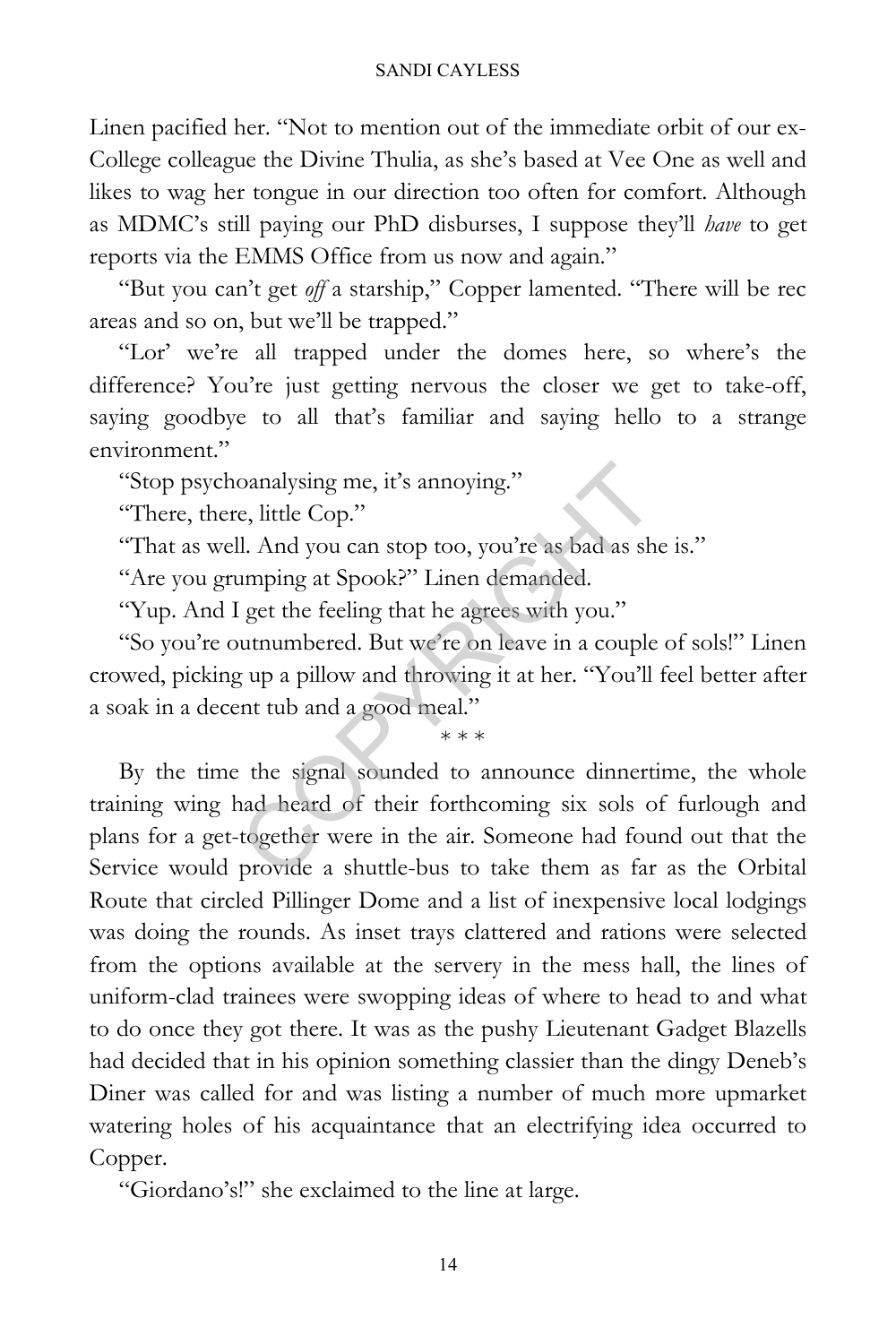Linen pacified her. "Not to mention out of the immediate orbit of our ex-College colleague the Divine Thulia, as she's based at Vee One as well and likes to wag her tongue in our direction too often for comfort. Although as MDMC's still paying our PhD disburses, I suppose they'll *have* to get reports via the EMMS Office from us now and again."

"But you can't get *off* a starship," Copper lamented. "There will be rec areas and so on, but we'll be trapped."

"Lor' we're all trapped under the domes here, so where's the difference? You're just getting nervous the closer we get to take-off, saying goodbye to all that's familiar and saying hello to a strange environment."

"Stop psychoanalysing me, it's annoying."

"There, there, little Cop."

"That as well. And you can stop too, you're as bad as she is."

"Are you grumping at Spook?" Linen demanded.

"Yup. And I get the feeling that he agrees with you."

"So you're outnumbered. But we're on leave in a couple of sols!" Linen crowed, picking up a pillow and throwing it at her. "You'll feel better after a soak in a decent tub and a good meal."

\* \* \*

By the time the signal sounded to announce dinnertime, the whole training wing had heard of their forthcoming six sols of furlough and plans for a get-together were in the air. Someone had found out that the Service would provide a shuttle-bus to take them as far as the Orbital Route that circled Pillinger Dome and a list of inexpensive local lodgings was doing the rounds. As inset trays clattered and rations were selected from the options available at the servery in the mess hall, the lines of uniform-clad trainees were swopping ideas of where to head to and what to do once they got there. It was as the pushy Lieutenant Gadget Blazells had decided that in his opinion something classier than the dingy Deneb's Diner was called for and was listing a number of much more upmarket watering holes of his acquaintance that an electrifying idea occurred to Copper.

"Giordano's!" she exclaimed to the line at large.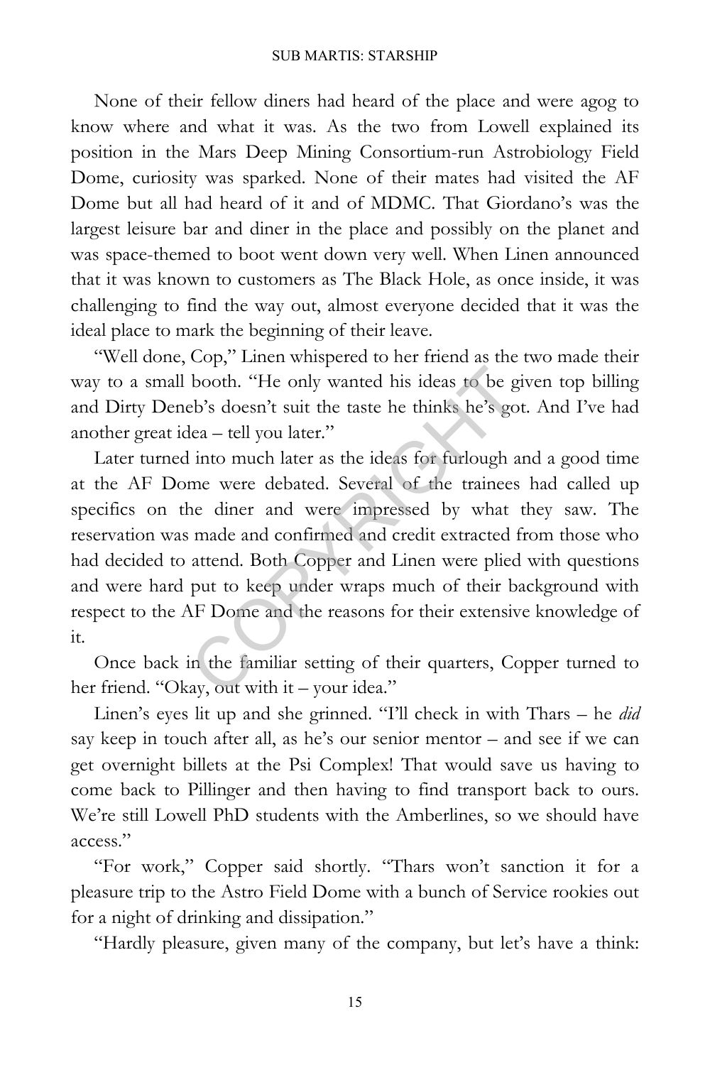None of their fellow diners had heard of the place and were agog to know where and what it was. As the two from Lowell explained its position in the Mars Deep Mining Consortium-run Astrobiology Field Dome, curiosity was sparked. None of their mates had visited the AF Dome but all had heard of it and of MDMC. That Giordano's was the largest leisure bar and diner in the place and possibly on the planet and was space-themed to boot went down very well. When Linen announced that it was known to customers as The Black Hole, as once inside, it was challenging to find the way out, almost everyone decided that it was the ideal place to mark the beginning of their leave.

"Well done, Cop," Linen whispered to her friend as the two made their way to a small booth. "He only wanted his ideas to be given top billing and Dirty Deneb's doesn't suit the taste he thinks he's got. And I've had another great idea – tell you later."

Later turned into much later as the ideas for furlough and a good time at the AF Dome were debated. Several of the trainees had called up specifics on the diner and were impressed by what they saw. The reservation was made and confirmed and credit extracted from those who had decided to attend. Both Copper and Linen were plied with questions and were hard put to keep under wraps much of their background with respect to the AF Dome and the reasons for their extensive knowledge of it.

Once back in the familiar setting of their quarters, Copper turned to her friend. "Okay, out with it – your idea."

Linen's eyes lit up and she grinned. "I'll check in with Thars – he *did* say keep in touch after all, as he's our senior mentor – and see if we can get overnight billets at the Psi Complex! That would save us having to come back to Pillinger and then having to find transport back to ours. We're still Lowell PhD students with the Amberlines, so we should have access."

"For work," Copper said shortly. "Thars won't sanction it for a pleasure trip to the Astro Field Dome with a bunch of Service rookies out for a night of drinking and dissipation."

"Hardly pleasure, given many of the company, but let's have a think: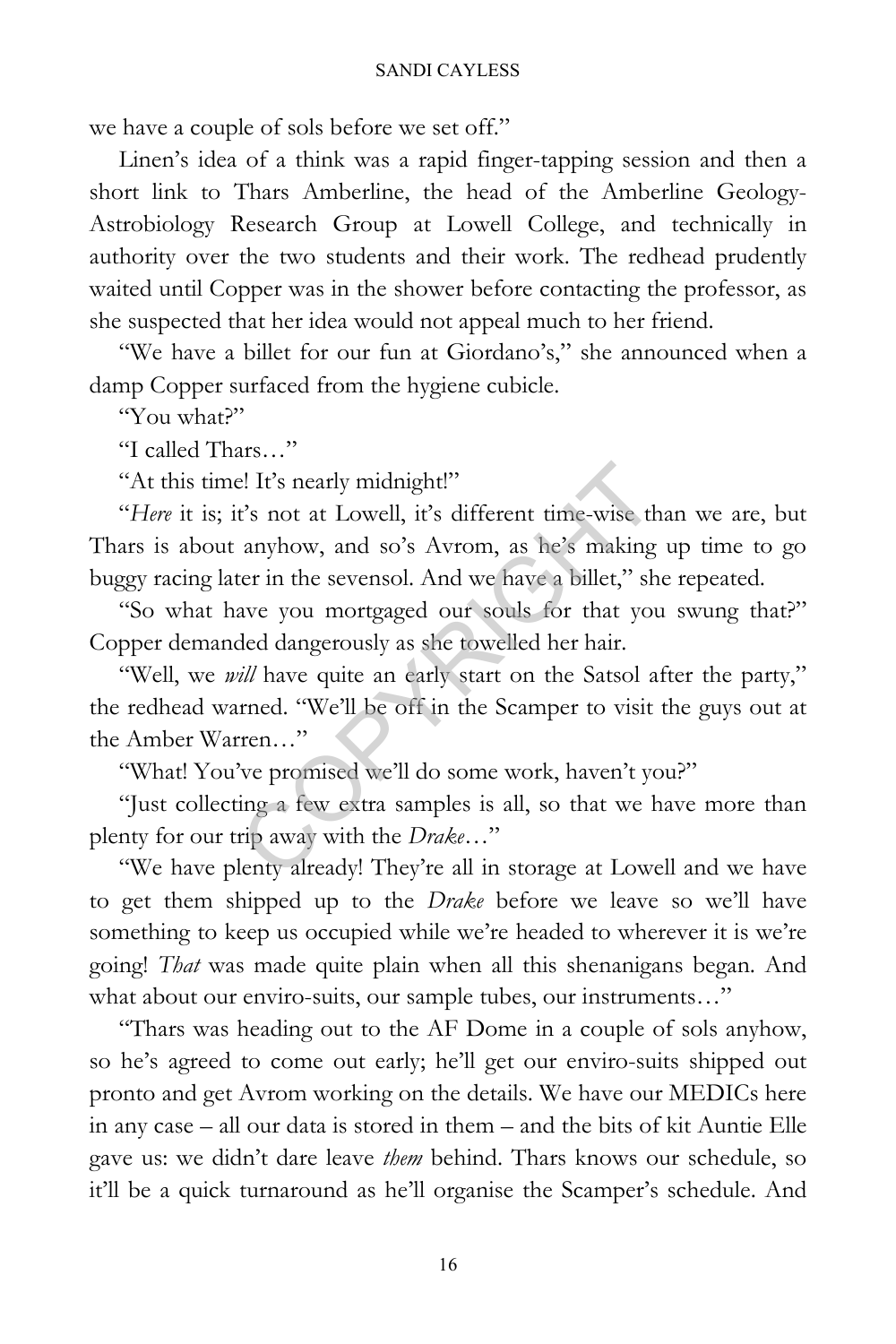we have a couple of sols before we set off."

Linen's idea of a think was a rapid finger-tapping session and then a short link to Thars Amberline, the head of the Amberline Geology-Astrobiology Research Group at Lowell College, and technically in authority over the two students and their work. The redhead prudently waited until Copper was in the shower before contacting the professor, as she suspected that her idea would not appeal much to her friend.

"We have a billet for our fun at Giordano's," she announced when a damp Copper surfaced from the hygiene cubicle.

"You what?"

"I called Thars…"

"At this time! It's nearly midnight!"

"*Here* it is; it's not at Lowell, it's different time-wise than we are, but Thars is about anyhow, and so's Avrom, as he's making up time to go buggy racing later in the sevensol. And we have a billet," she repeated.

"So what have you mortgaged our souls for that you swung that?" Copper demanded dangerously as she towelled her hair.

"Well, we ***will*** have quite an early start on the Satsol after the party," the redhead warned. "We'll be off in the Scamper to visit the guys out at the Amber Warren…"

"What! You've promised we'll do some work, haven't you?"

"Just collecting a few extra samples is all, so that we have more than plenty for our trip away with the *Drake*…"

"We have plenty already! They're all in storage at Lowell and we have to get them shipped up to the *Drake* before we leave so we'll have something to keep us occupied while we're headed to wherever it is we're going! *That* was made quite plain when all this shenanigans began. And what about our enviro-suits, our sample tubes, our instruments…"

"Thars was heading out to the AF Dome in a couple of sols anyhow, so he's agreed to come out early; he'll get our enviro-suits shipped out pronto and get Avrom working on the details. We have our MEDICs here in any case – all our data is stored in them – and the bits of kit Auntie Elle gave us: we didn't dare leave *them* behind. Thars knows our schedule, so it'll be a quick turnaround as he'll organise the Scamper's schedule. And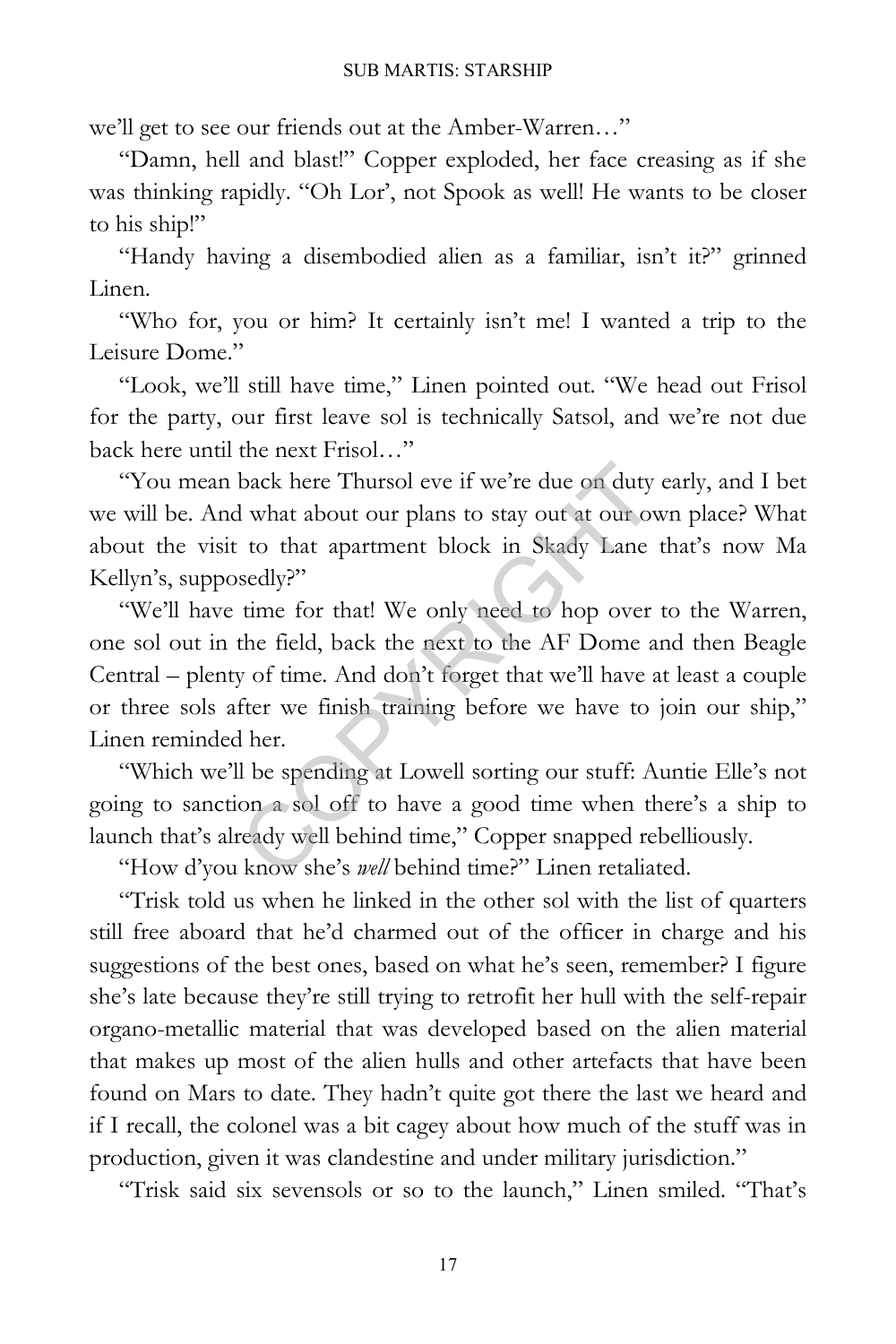we'll get to see our friends out at the Amber-Warren…"

"Damn, hell and blast!" Copper exploded, her face creasing as if she was thinking rapidly. "Oh Lor', not Spook as well! He wants to be closer to his ship!"

"Handy having a disembodied alien as a familiar, isn't it?" grinned Linen.

"Who for, you or him? It certainly isn't me! I wanted a trip to the Leisure Dome."

"Look, we'll still have time," Linen pointed out. "We head out Frisol for the party, our first leave sol is technically Satsol, and we're not due back here until the next Frisol…"

"You mean back here Thursol eve if we're due on duty early, and I bet we will be. And what about our plans to stay out at our own place? What about the visit to that apartment block in Skady Lane that's now Ma Kellyn's, supposedly?"

"We'll have time for that! We only need to hop over to the Warren, one sol out in the field, back the next to the AF Dome and then Beagle Central – plenty of time. And don't forget that we'll have at least a couple or three sols after we finish training before we have to join our ship," Linen reminded her.

"Which we'll be spending at Lowell sorting our stuff: Auntie Elle's not going to sanction a sol off to have a good time when there's a ship to launch that's already well behind time," Copper snapped rebelliously.

"How d'you know she's *well* behind time?" Linen retaliated.

"Trisk told us when he linked in the other sol with the list of quarters still free aboard that he'd charmed out of the officer in charge and his suggestions of the best ones, based on what he's seen, remember? I figure she's late because they're still trying to retrofit her hull with the self-repair organo-metallic material that was developed based on the alien material that makes up most of the alien hulls and other artefacts that have been found on Mars to date. They hadn't quite got there the last we heard and if I recall, the colonel was a bit cagey about how much of the stuff was in production, given it was clandestine and under military jurisdiction."

"Trisk said six sevensols or so to the launch," Linen smiled. "That's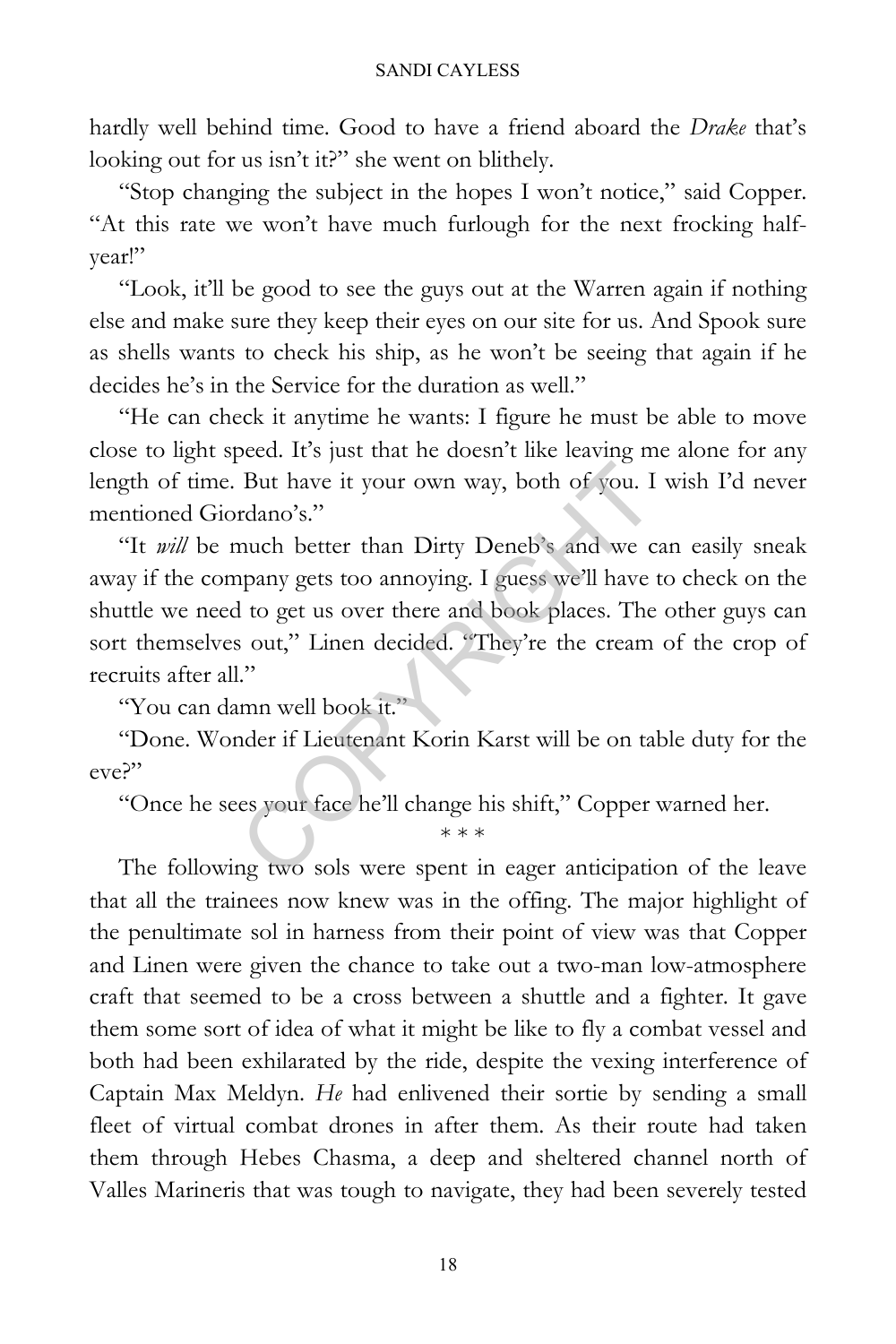hardly well behind time. Good to have a friend aboard the *Drake* that's looking out for us isn't it?" she went on blithely.

"Stop changing the subject in the hopes I won't notice," said Copper. "At this rate we won't have much furlough for the next frocking half-year!"

"Look, it'll be good to see the guys out at the Warren again if nothing else and make sure they keep their eyes on our site for us. And Spook sure as shells wants to check his ship, as he won't be seeing that again if he decides he's in the Service for the duration as well."

"He can check it anytime he wants: I figure he must be able to move close to light speed. It's just that he doesn't like leaving me alone for any length of time. But have it your own way, both of you. I wish I'd never mentioned Giordano's."

"It *will* be much better than Dirty Deneb's and we can easily sneak away if the company gets too annoying. I guess we'll have to check on the shuttle we need to get us over there and book places. The other guys can sort themselves out," Linen decided. "They're the cream of the crop of recruits after all."

"You can damn well book it."

"Done. Wonder if Lieutenant Korin Karst will be on table duty for the eve?"

"Once he sees your face he'll change his shift," Copper warned her.

\* \* \*

The following two sols were spent in eager anticipation of the leave that all the trainees now knew was in the offing. The major highlight of the penultimate sol in harness from their point of view was that Copper and Linen were given the chance to take out a two-man low-atmosphere craft that seemed to be a cross between a shuttle and a fighter. It gave them some sort of idea of what it might be like to fly a combat vessel and both had been exhilarated by the ride, despite the vexing interference of Captain Max Meldyn. *He* had enlivened their sortie by sending a small fleet of virtual combat drones in after them. As their route had taken them through Hebes Chasma, a deep and sheltered channel north of Valles Marineris that was tough to navigate, they had been severely tested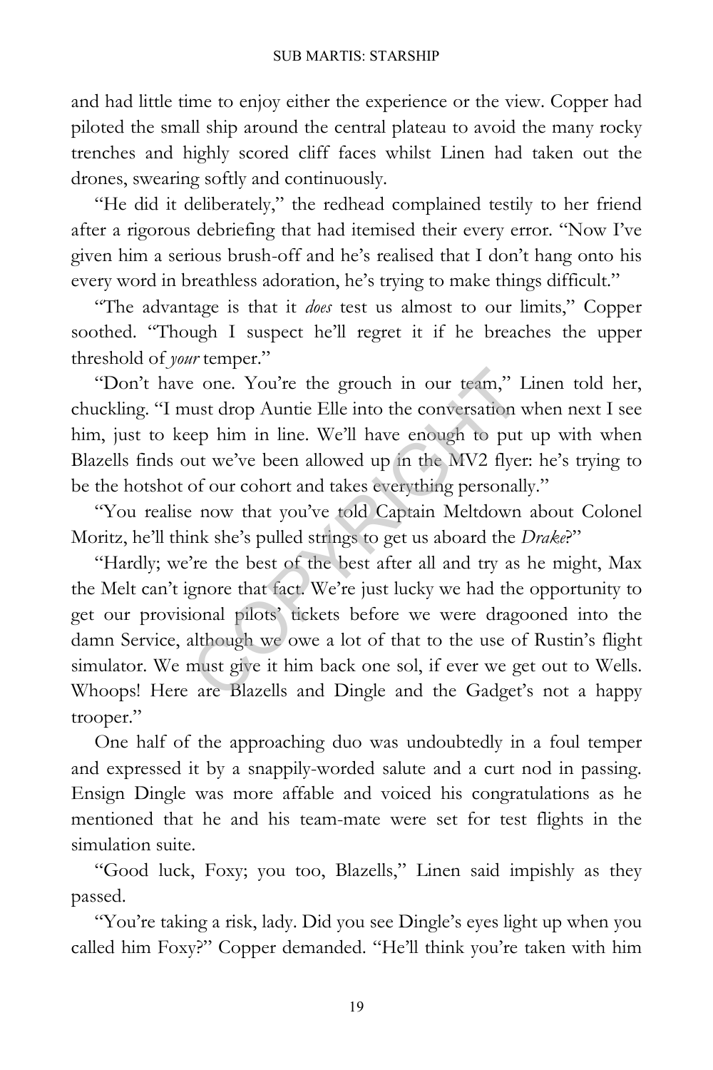and had little time to enjoy either the experience or the view. Copper had piloted the small ship around the central plateau to avoid the many rocky trenches and highly scored cliff faces whilst Linen had taken out the drones, swearing softly and continuously.

"He did it deliberately," the redhead complained testily to her friend after a rigorous debriefing that had itemised their every error. "Now I've given him a serious brush-off and he's realised that I don't hang onto his every word in breathless adoration, he's trying to make things difficult."

"The advantage is that it *does* test us almost to our limits," Copper soothed. "Though I suspect he'll regret it if he breaches the upper threshold of *your* temper."

"Don't have one. You're the grouch in our team," Linen told her, chuckling. "I must drop Auntie Elle into the conversation when next I see him, just to keep him in line. We'll have enough to put up with when Blazells finds out we've been allowed up in the MV2 flyer: he's trying to be the hotshot of our cohort and takes everything personally."

"You realise now that you've told Captain Meltdown about Colonel Moritz, he'll think she's pulled strings to get us aboard the *Drake*?"

"Hardly; we're the best of the best after all and try as he might, Max the Melt can't ignore that fact. We're just lucky we had the opportunity to get our provisional pilots' tickets before we were dragooned into the damn Service, although we owe a lot of that to the use of Rustin's flight simulator. We must give it him back one sol, if ever we get out to Wells. Whoops! Here are Blazells and Dingle and the Gadget's not a happy trooper."

One half of the approaching duo was undoubtedly in a foul temper and expressed it by a snappily-worded salute and a curt nod in passing. Ensign Dingle was more affable and voiced his congratulations as he mentioned that he and his team-mate were set for test flights in the simulation suite.

"Good luck, Foxy; you too, Blazells," Linen said impishly as they passed.

"You're taking a risk, lady. Did you see Dingle's eyes light up when you called him Foxy?" Copper demanded. "He'll think you're taken with him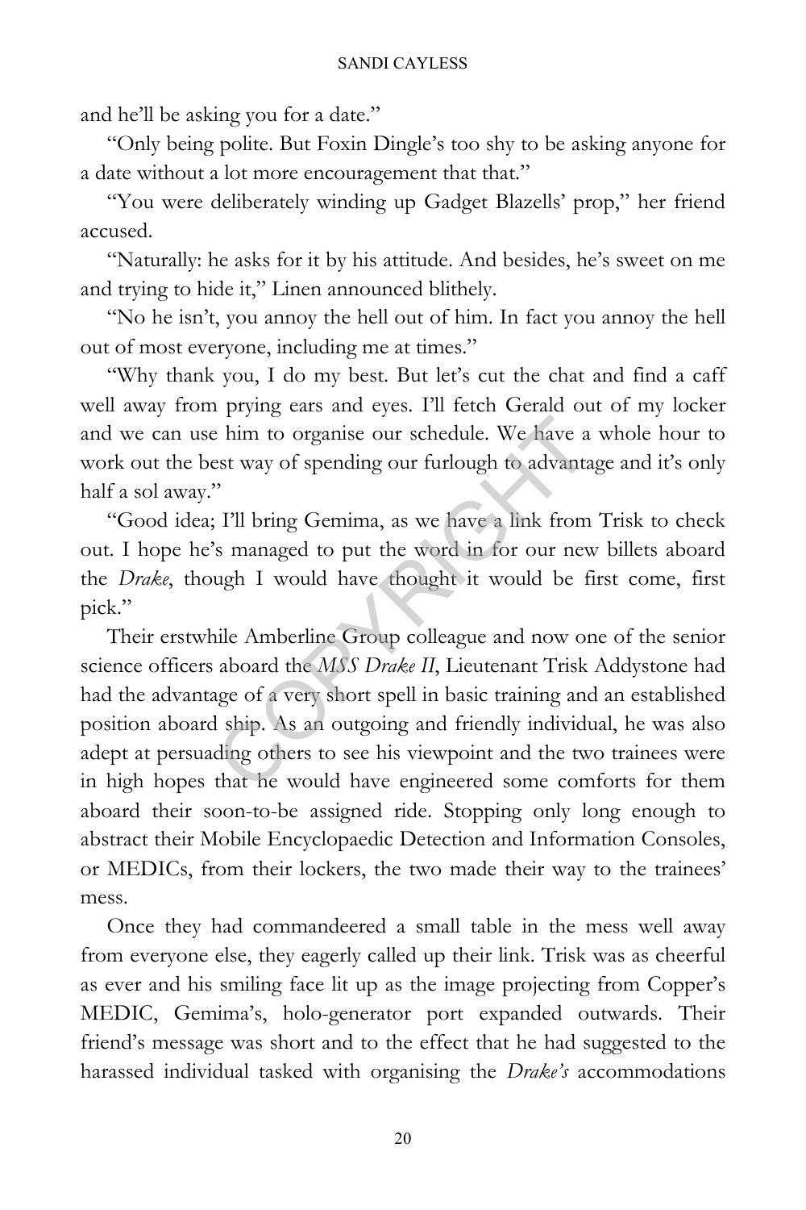and he'll be asking you for a date."

"Only being polite. But Foxin Dingle's too shy to be asking anyone for a date without a lot more encouragement that that."

"You were deliberately winding up Gadget Blazells' prop," her friend accused.

"Naturally: he asks for it by his attitude. And besides, he's sweet on me and trying to hide it," Linen announced blithely.

"No he isn't, you annoy the hell out of him. In fact you annoy the hell out of most everyone, including me at times."

"Why thank you, I do my best. But let's cut the chat and find a caff well away from prying ears and eyes. I'll fetch Gerald out of my locker and we can use him to organise our schedule. We have a whole hour to work out the best way of spending our furlough to advantage and it's only half a sol away."

"Good idea; I'll bring Gemima, as we have a link from Trisk to check out. I hope he's managed to put the word in for our new billets aboard the *Drake*, though I would have thought it would be first come, first pick."

Their erstwhile Amberline Group colleague and now one of the senior science officers aboard the *MSS Drake II*, Lieutenant Trisk Addystone had had the advantage of a very short spell in basic training and an established position aboard ship. As an outgoing and friendly individual, he was also adept at persuading others to see his viewpoint and the two trainees were in high hopes that he would have engineered some comforts for them aboard their soon-to-be assigned ride. Stopping only long enough to abstract their Mobile Encyclopaedic Detection and Information Consoles, or MEDICs, from their lockers, the two made their way to the trainees' mess.

Once they had commandeered a small table in the mess well away from everyone else, they eagerly called up their link. Trisk was as cheerful as ever and his smiling face lit up as the image projecting from Copper's MEDIC, Gemima's, holo-generator port expanded outwards. Their friend's message was short and to the effect that he had suggested to the harassed individual tasked with organising the *Drake's* accommodations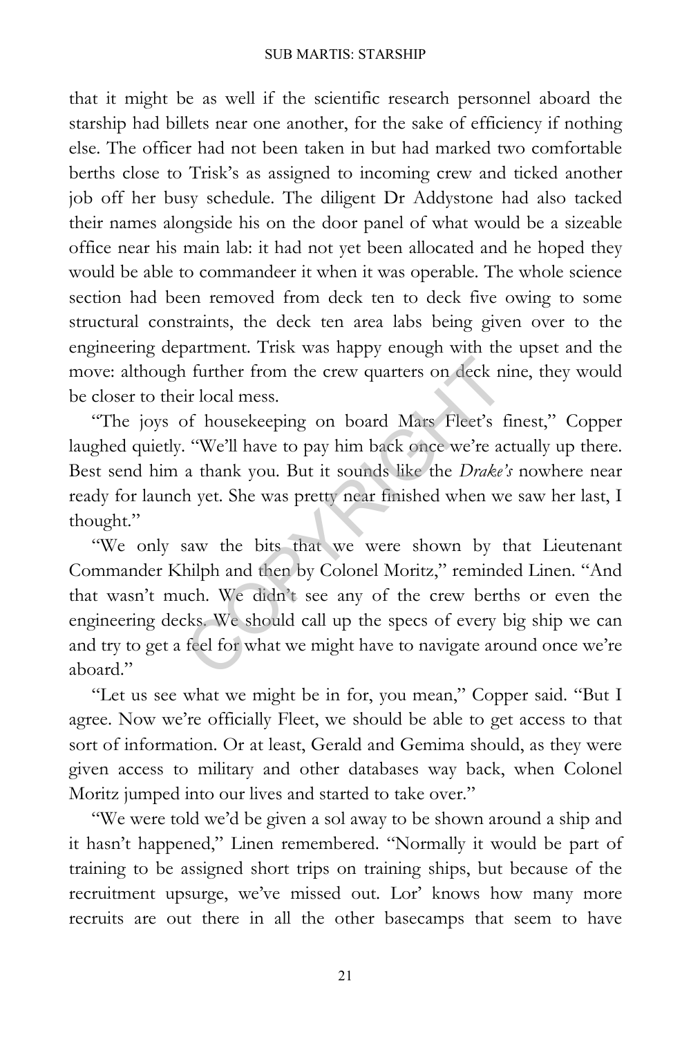that it might be as well if the scientific research personnel aboard the starship had billets near one another, for the sake of efficiency if nothing else. The officer had not been taken in but had marked two comfortable berths close to Trisk's as assigned to incoming crew and ticked another job off her busy schedule. The diligent Dr Addystone had also tacked their names alongside his on the door panel of what would be a sizeable office near his main lab: it had not yet been allocated and he hoped they would be able to commandeer it when it was operable. The whole science section had been removed from deck ten to deck five owing to some structural constraints, the deck ten area labs being given over to the engineering department. Trisk was happy enough with the upset and the move: although further from the crew quarters on deck nine, they would be closer to their local mess.

"The joys of housekeeping on board Mars Fleet's finest," Copper laughed quietly. "We'll have to pay him back once we're actually up there. Best send him a thank you. But it sounds like the *Drake's* nowhere near ready for launch yet. She was pretty near finished when we saw her last, I thought."

"We only saw the bits that we were shown by that Lieutenant Commander Khilph and then by Colonel Moritz," reminded Linen. "And that wasn't much. We didn't see any of the crew berths or even the engineering decks. We should call up the specs of every big ship we can and try to get a feel for what we might have to navigate around once we're aboard."

"Let us see what we might be in for, you mean," Copper said. "But I agree. Now we're officially Fleet, we should be able to get access to that sort of information. Or at least, Gerald and Gemima should, as they were given access to military and other databases way back, when Colonel Moritz jumped into our lives and started to take over."

"We were told we'd be given a sol away to be shown around a ship and it hasn't happened," Linen remembered. "Normally it would be part of training to be assigned short trips on training ships, but because of the recruitment upsurge, we've missed out. Lor' knows how many more recruits are out there in all the other basecamps that seem to have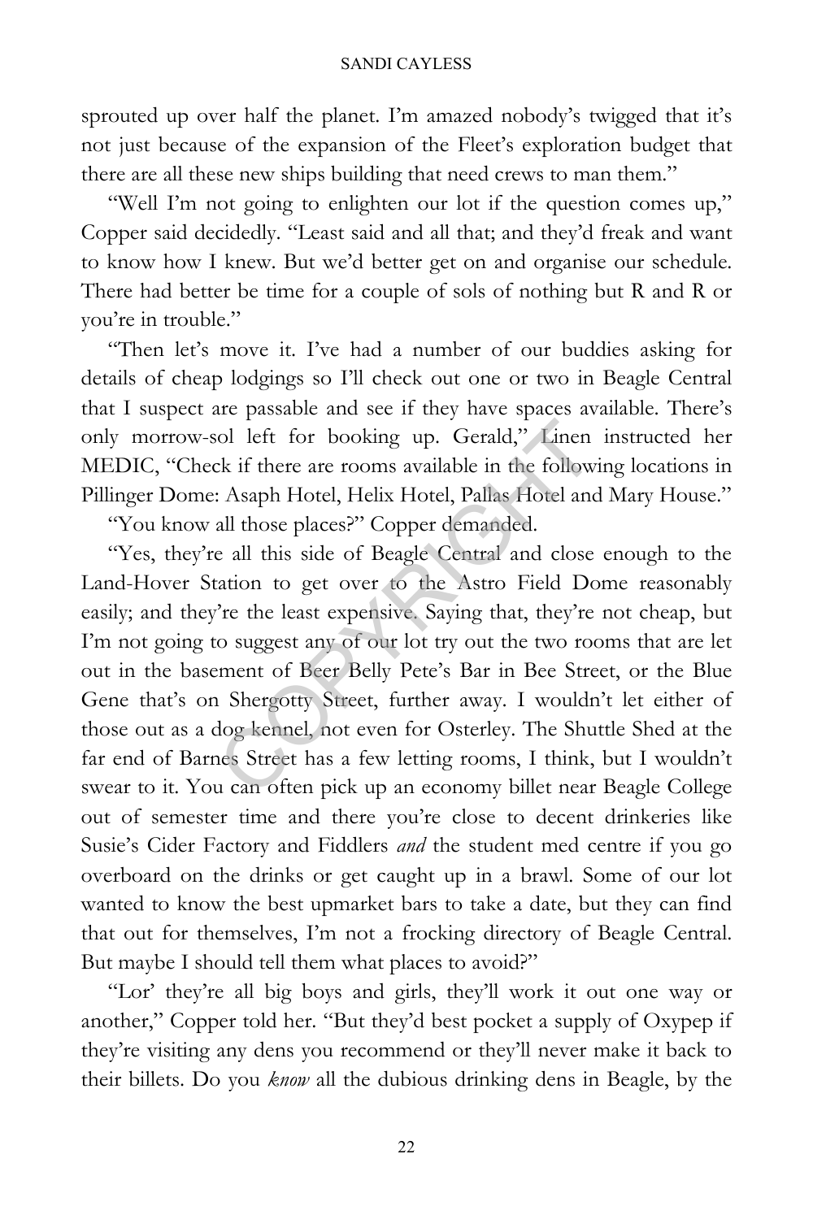sprouted up over half the planet. I'm amazed nobody's twigged that it's not just because of the expansion of the Fleet's exploration budget that there are all these new ships building that need crews to man them."

"Well I'm not going to enlighten our lot if the question comes up," Copper said decidedly. "Least said and all that; and they'd freak and want to know how I knew. But we'd better get on and organise our schedule. There had better be time for a couple of sols of nothing but R and R or you're in trouble."

"Then let's move it. I've had a number of our buddies asking for details of cheap lodgings so I'll check out one or two in Beagle Central that I suspect are passable and see if they have spaces available. There's only morrow-sol left for booking up. Gerald," Linen instructed her MEDIC, "Check if there are rooms available in the following locations in Pillinger Dome: Asaph Hotel, Helix Hotel, Pallas Hotel and Mary House."

"You know all those places?" Copper demanded.

"Yes, they're all this side of Beagle Central and close enough to the Land-Hover Station to get over to the Astro Field Dome reasonably easily; and they're the least expensive. Saying that, they're not cheap, but I'm not going to suggest any of our lot try out the two rooms that are let out in the basement of Beer Belly Pete's Bar in Bee Street, or the Blue Gene that's on Shergotty Street, further away. I wouldn't let either of those out as a dog kennel, not even for Osterley. The Shuttle Shed at the far end of Barnes Street has a few letting rooms, I think, but I wouldn't swear to it. You can often pick up an economy billet near Beagle College out of semester time and there you're close to decent drinkeries like Susie's Cider Factory and Fiddlers *and* the student med centre if you go overboard on the drinks or get caught up in a brawl. Some of our lot wanted to know the best upmarket bars to take a date, but they can find that out for themselves, I'm not a frocking directory of Beagle Central. But maybe I should tell them what places to avoid?"

"Lor' they're all big boys and girls, they'll work it out one way or another," Copper told her. "But they'd best pocket a supply of Oxypep if they're visiting any dens you recommend or they'll never make it back to their billets. Do you *know* all the dubious drinking dens in Beagle, by the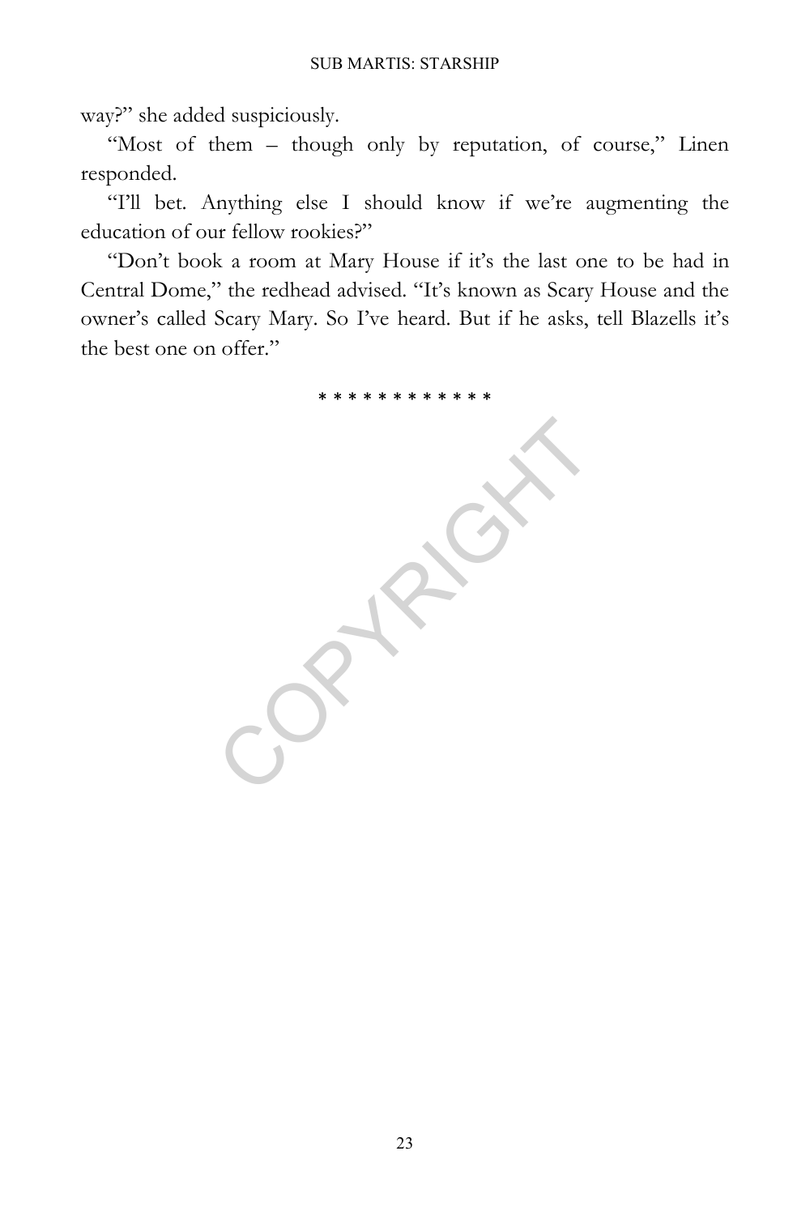way?" she added suspiciously.

"Most of them – though only by reputation, of course," Linen responded.

"I'll bet. Anything else I should know if we're augmenting the education of our fellow rookies?"

"Don't book a room at Mary House if it's the last one to be had in Central Dome," the redhead advised. "It's known as Scary House and the owner's called Scary Mary. So I've heard. But if he asks, tell Blazells it's the best one on offer."

* * * * * * * * * * * *